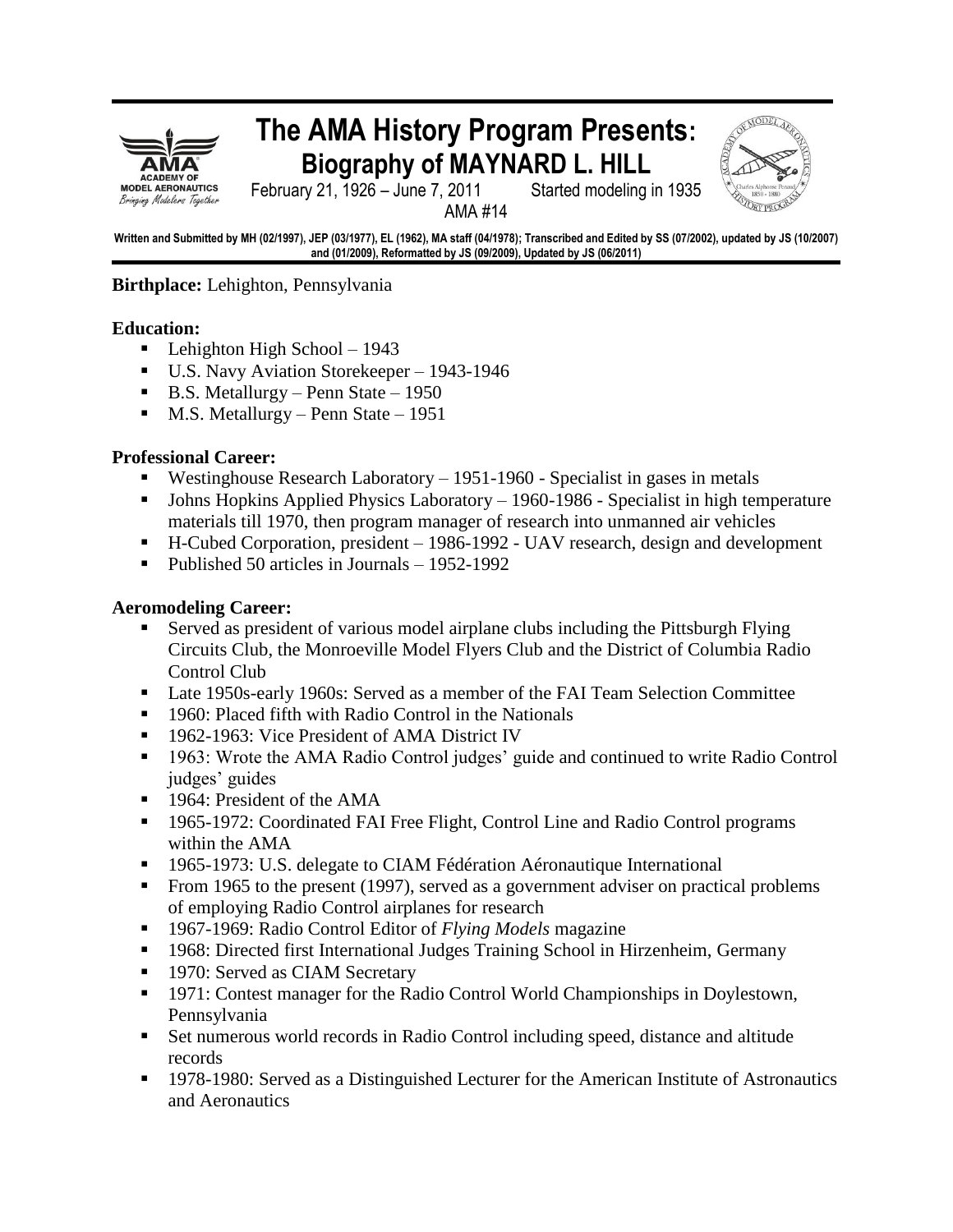# The AMA History Program Presents: Biography of MAYNARD L. HILL

February 21, 1926 – June 7, 2011 Started modeling in 1935

AMA #14

**Written and Submitted by MH (02/1997), JEP (03/1977), EL (1962), MA staff (04/1978); Transcribed and Edited by SS (07/2002), updated by JS (10/2007) and (01/2009), Reformatted by JS (09/2009), Updated by JS (06/2011)**

**Birthplace:** Lehighton, Pennsylvania

**Education:**

- Lehighton High School – 1943
- U.S. Navy Aviation Storekeeper – 1943-1946
- B.S. Metallurgy – Penn State – 1950
- M.S. Metallurgy – Penn State – 1951

**Professional Career:**

- Westinghouse Research Laboratory – 1951-1960 - Specialist in gases in metals
- Johns Hopkins Applied Physics Laboratory – 1960-1986 - Specialist in high temperature materials till 1970, then program manager of research into unmanned air vehicles
- H-Cubed Corporation, president – 1986-1992 - UAV research, design and development
- Published 50 articles in Journals – 1952-1992

**Aeromodeling Career:**

- Served as president of various model airplane clubs including the Pittsburgh Flying Circuits Club, the Monroeville Model Flyers Club and the District of Columbia Radio Control Club
- Late 1950s-early 1960s: Served as a member of the FAI Team Selection Committee
- 1960: Placed fifth with Radio Control in the Nationals
- 1962-1963: Vice President of AMA District IV
- 1963: Wrote the AMA Radio Control judges' guide and continued to write Radio Control judges' guides
- 1964: President of the AMA
- 1965-1972: Coordinated FAI Free Flight, Control Line and Radio Control programs within the AMA
- 1965-1973: U.S. delegate to CIAM Fédération Aéronautique International
- From 1965 to the present (1997), served as a government adviser on practical problems of employing Radio Control airplanes for research
- 1967-1969: Radio Control Editor of *Flying Models* magazine
- 1968: Directed first International Judges Training School in Hirzenheim, Germany
- 1970: Served as CIAM Secretary
- 1971: Contest manager for the Radio Control World Championships in Doylestown, Pennsylvania
- Set numerous world records in Radio Control including speed, distance and altitude records
- 1978-1980: Served as a Distinguished Lecturer for the American Institute of Astronautics and Aeronautics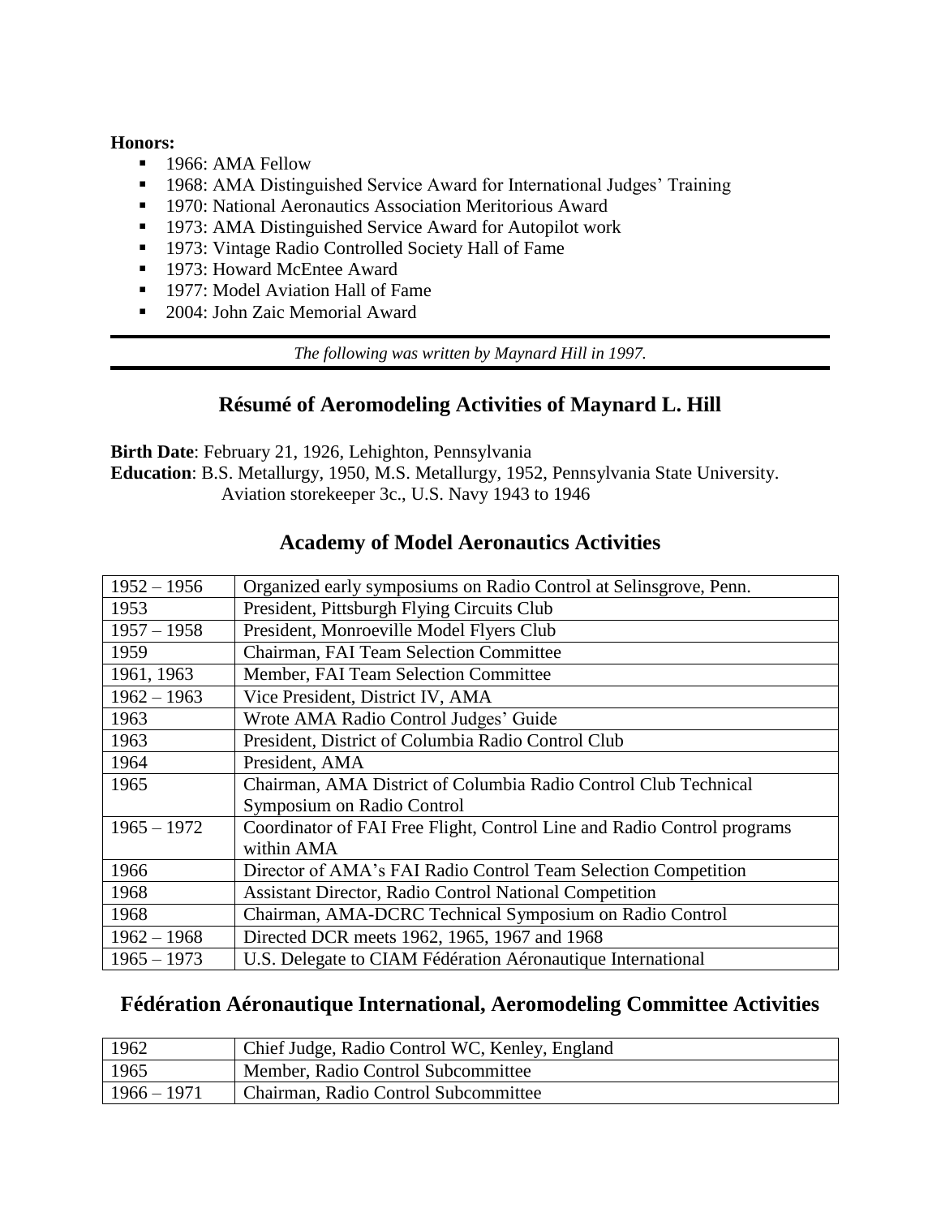**Honors:**

- 1966: AMA Fellow
- 1968: AMA Distinguished Service Award for International Judges' Training
- 1970: National Aeronautics Association Meritorious Award
- 1973: AMA Distinguished Service Award for Autopilot work
- 1973: Vintage Radio Controlled Society Hall of Fame
- 1973: Howard McEntee Award
- 1977: Model Aviation Hall of Fame
- 2004: John Zaic Memorial Award

---

*The following was written by Maynard Hill in 1997.*

---

## Résumé of Aeromodeling Activities of Maynard L. Hill

**Birth Date**: February 21, 1926, Lehighton, Pennsylvania
**Education**: B.S. Metallurgy, 1950, M.S. Metallurgy, 1952, Pennsylvania State University.
Aviation storekeeper 3c., U.S. Navy 1943 to 1946

## Academy of Model Aeronautics Activities

| | |
|---|---|
| 1952 – 1956 | Organized early symposiums on Radio Control at Selinsgrove, Penn. |
| 1953 | President, Pittsburgh Flying Circuits Club |
| 1957 – 1958 | President, Monroeville Model Flyers Club |
| 1959 | Chairman, FAI Team Selection Committee |
| 1961, 1963 | Member, FAI Team Selection Committee |
| 1962 – 1963 | Vice President, District IV, AMA |
| 1963 | Wrote AMA Radio Control Judges' Guide |
| 1963 | President, District of Columbia Radio Control Club |
| 1964 | President, AMA |
| 1965 | Chairman, AMA District of Columbia Radio Control Club Technical Symposium on Radio Control |
| 1965 – 1972 | Coordinator of FAI Free Flight, Control Line and Radio Control programs within AMA |
| 1966 | Director of AMA's FAI Radio Control Team Selection Competition |
| 1968 | Assistant Director, Radio Control National Competition |
| 1968 | Chairman, AMA-DCRC Technical Symposium on Radio Control |
| 1962 – 1968 | Directed DCR meets 1962, 1965, 1967 and 1968 |
| 1965 – 1973 | U.S. Delegate to CIAM Fédération Aéronautique International |

## Fédération Aéronautique International, Aeromodeling Committee Activities

| | |
|---|---|
| 1962 | Chief Judge, Radio Control WC, Kenley, England |
| 1965 | Member, Radio Control Subcommittee |
| 1966 – 1971 | Chairman, Radio Control Subcommittee |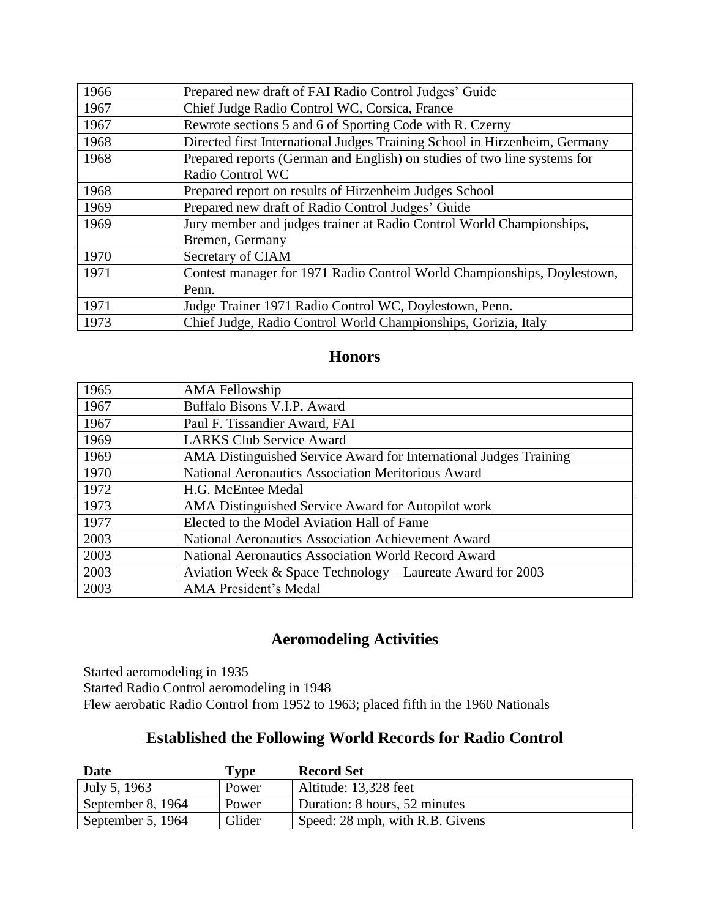| 1966 | Prepared new draft of FAI Radio Control Judges' Guide |
|---|---|
| 1967 | Chief Judge Radio Control WC, Corsica, France |
| 1967 | Rewrote sections 5 and 6 of Sporting Code with R. Czerny |
| 1968 | Directed first International Judges Training School in Hirzenheim, Germany |
| 1968 | Prepared reports (German and English) on studies of two line systems for Radio Control WC |
| 1968 | Prepared report on results of Hirzenheim Judges School |
| 1969 | Prepared new draft of Radio Control Judges' Guide |
| 1969 | Jury member and judges trainer at Radio Control World Championships, Bremen, Germany |
| 1970 | Secretary of CIAM |
| 1971 | Contest manager for 1971 Radio Control World Championships, Doylestown, Penn. |
| 1971 | Judge Trainer 1971 Radio Control WC, Doylestown, Penn. |
| 1973 | Chief Judge, Radio Control World Championships, Gorizia, Italy |

## Honors

| 1965 | AMA Fellowship |
|---|---|
| 1967 | Buffalo Bisons V.I.P. Award |
| 1967 | Paul F. Tissandier Award, FAI |
| 1969 | LARKS Club Service Award |
| 1969 | AMA Distinguished Service Award for International Judges Training |
| 1970 | National Aeronautics Association Meritorious Award |
| 1972 | H.G. McEntee Medal |
| 1973 | AMA Distinguished Service Award for Autopilot work |
| 1977 | Elected to the Model Aviation Hall of Fame |
| 2003 | National Aeronautics Association Achievement Award |
| 2003 | National Aeronautics Association World Record Award |
| 2003 | Aviation Week & Space Technology – Laureate Award for 2003 |
| 2003 | AMA President's Medal |

## Aeromodeling Activities

Started aeromodeling in 1935
Started Radio Control aeromodeling in 1948
Flew aerobatic Radio Control from 1952 to 1963; placed fifth in the 1960 Nationals

## Established the Following World Records for Radio Control

| Date | Type | Record Set |
|---|---|---|
| July 5, 1963 | Power | Altitude: 13,328 feet |
| September 8, 1964 | Power | Duration: 8 hours, 52 minutes |
| September 5, 1964 | Glider | Speed: 28 mph, with R.B. Givens |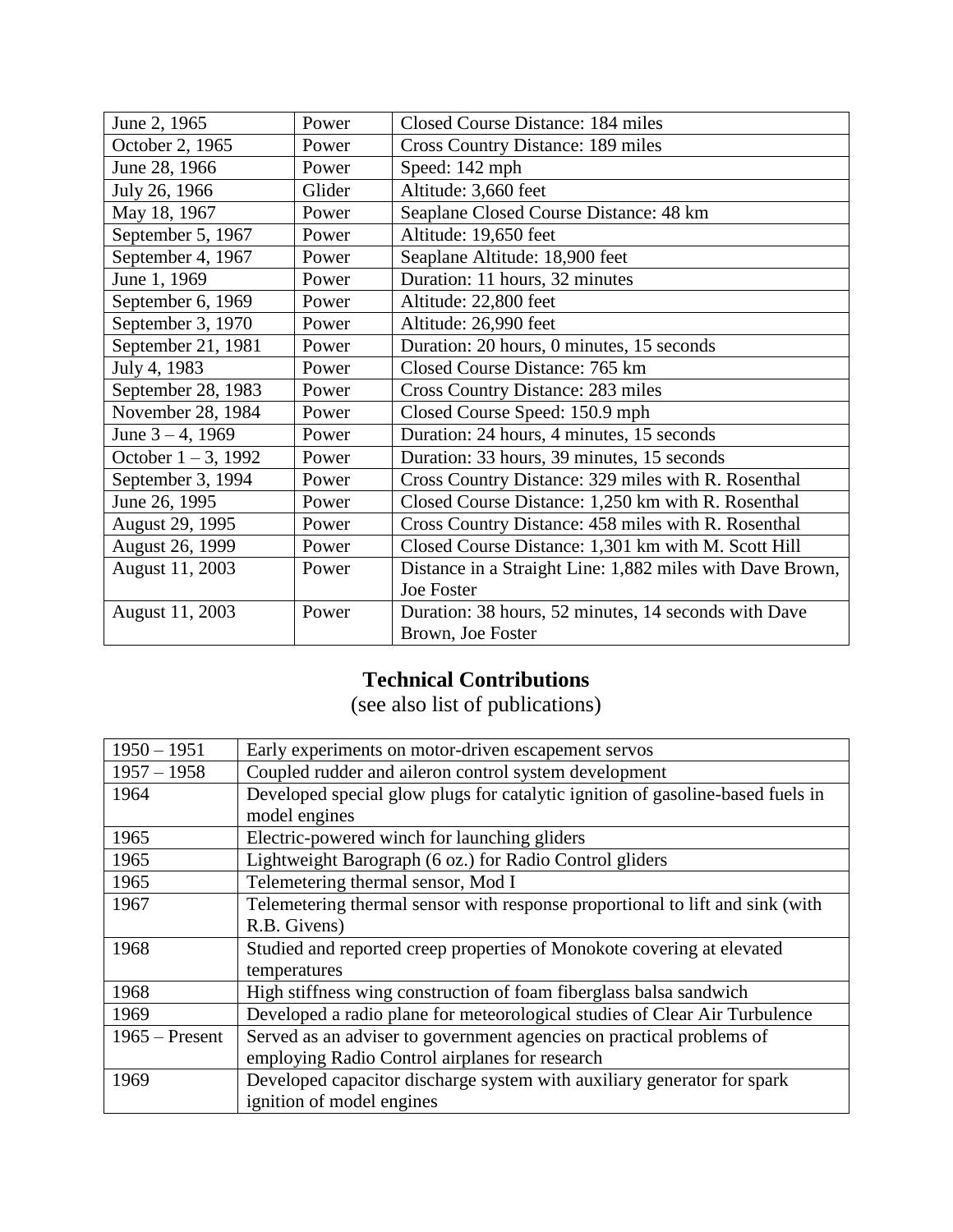| | | |
|---|---|---|
| June 2, 1965 | Power | Closed Course Distance: 184 miles |
| October 2, 1965 | Power | Cross Country Distance: 189 miles |
| June 28, 1966 | Power | Speed: 142 mph |
| July 26, 1966 | Glider | Altitude: 3,660 feet |
| May 18, 1967 | Power | Seaplane Closed Course Distance: 48 km |
| September 5, 1967 | Power | Altitude: 19,650 feet |
| September 4, 1967 | Power | Seaplane Altitude: 18,900 feet |
| June 1, 1969 | Power | Duration: 11 hours, 32 minutes |
| September 6, 1969 | Power | Altitude: 22,800 feet |
| September 3, 1970 | Power | Altitude: 26,990 feet |
| September 21, 1981 | Power | Duration: 20 hours, 0 minutes, 15 seconds |
| July 4, 1983 | Power | Closed Course Distance: 765 km |
| September 28, 1983 | Power | Cross Country Distance: 283 miles |
| November 28, 1984 | Power | Closed Course Speed: 150.9 mph |
| June 3 – 4, 1969 | Power | Duration: 24 hours, 4 minutes, 15 seconds |
| October 1 – 3, 1992 | Power | Duration: 33 hours, 39 minutes, 15 seconds |
| September 3, 1994 | Power | Cross Country Distance: 329 miles with R. Rosenthal |
| June 26, 1995 | Power | Closed Course Distance: 1,250 km with R. Rosenthal |
| August 29, 1995 | Power | Cross Country Distance: 458 miles with R. Rosenthal |
| August 26, 1999 | Power | Closed Course Distance: 1,301 km with M. Scott Hill |
| August 11, 2003 | Power | Distance in a Straight Line: 1,882 miles with Dave Brown, Joe Foster |
| August 11, 2003 | Power | Duration: 38 hours, 52 minutes, 14 seconds with Dave Brown, Joe Foster |

## Technical Contributions

(see also list of publications)

| | |
|---|---|
| 1950 – 1951 | Early experiments on motor-driven escapement servos |
| 1957 – 1958 | Coupled rudder and aileron control system development |
| 1964 | Developed special glow plugs for catalytic ignition of gasoline-based fuels in model engines |
| 1965 | Electric-powered winch for launching gliders |
| 1965 | Lightweight Barograph (6 oz.) for Radio Control gliders |
| 1965 | Telemetering thermal sensor, Mod I |
| 1967 | Telemetering thermal sensor with response proportional to lift and sink (with R.B. Givens) |
| 1968 | Studied and reported creep properties of Monokote covering at elevated temperatures |
| 1968 | High stiffness wing construction of foam fiberglass balsa sandwich |
| 1969 | Developed a radio plane for meteorological studies of Clear Air Turbulence |
| 1965 – Present | Served as an adviser to government agencies on practical problems of employing Radio Control airplanes for research |
| 1969 | Developed capacitor discharge system with auxiliary generator for spark ignition of model engines |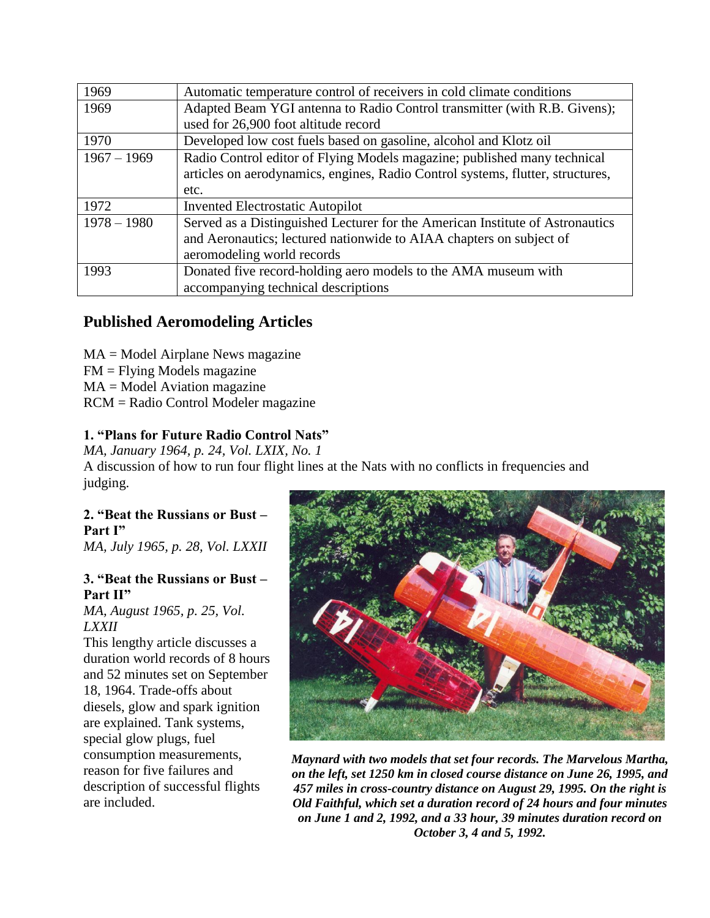| 1969 | Automatic temperature control of receivers in cold climate conditions |
| --- | --- |
| 1969 | Adapted Beam YGI antenna to Radio Control transmitter (with R.B. Givens); used for 26,900 foot altitude record |
| 1970 | Developed low cost fuels based on gasoline, alcohol and Klotz oil |
| 1967 – 1969 | Radio Control editor of Flying Models magazine; published many technical articles on aerodynamics, engines, Radio Control systems, flutter, structures, etc. |
| 1972 | Invented Electrostatic Autopilot |
| 1978 – 1980 | Served as a Distinguished Lecturer for the American Institute of Astronautics and Aeronautics; lectured nationwide to AIAA chapters on subject of aeromodeling world records |
| 1993 | Donated five record-holding aero models to the AMA museum with accompanying technical descriptions |

## Published Aeromodeling Articles

MA = Model Airplane News magazine
FM = Flying Models magazine
MA = Model Aviation magazine
RCM = Radio Control Modeler magazine

**1. "Plans for Future Radio Control Nats"**
*MA, January 1964, p. 24, Vol. LXIX, No. 1*
A discussion of how to run four flight lines at the Nats with no conflicts in frequencies and judging.

**2. "Beat the Russians or Bust – Part I"**
*MA, July 1965, p. 28, Vol. LXXII*

**3. "Beat the Russians or Bust – Part II"**
*MA, August 1965, p. 25, Vol. LXXII*
This lengthy article discusses a duration world records of 8 hours and 52 minutes set on September 18, 1964. Trade-offs about diesels, glow and spark ignition are explained. Tank systems, special glow plugs, fuel consumption measurements, reason for five failures and description of successful flights are included.

***Maynard with two models that set four records. The Marvelous Martha, on the left, set 1250 km in closed course distance on June 26, 1995, and 457 miles in cross-country distance on August 29, 1995. On the right is Old Faithful, which set a duration record of 24 hours and four minutes on June 1 and 2, 1992, and a 33 hour, 39 minutes duration record on October 3, 4 and 5, 1992.***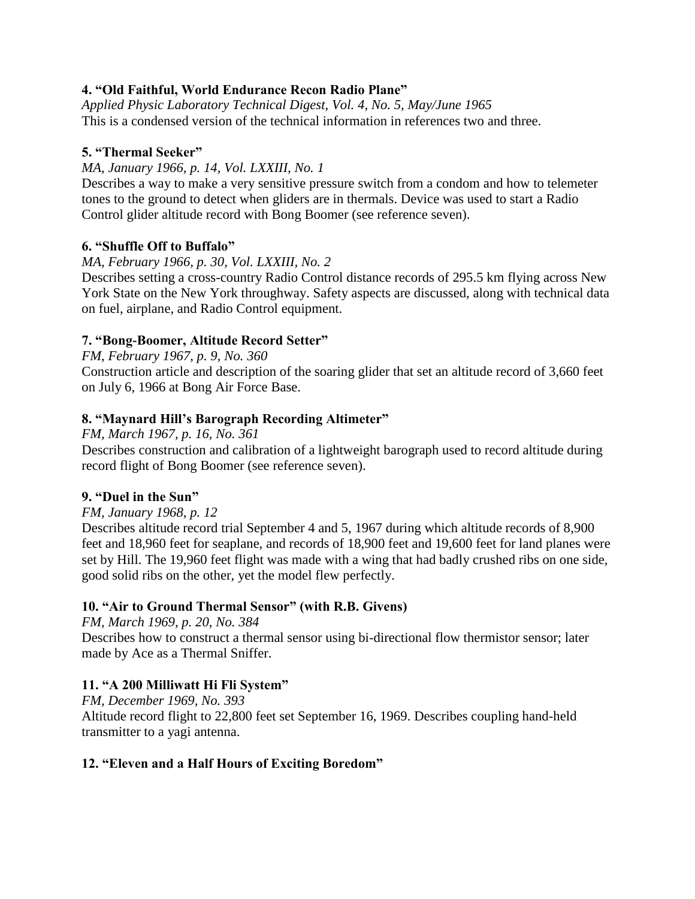**4. "Old Faithful, World Endurance Recon Radio Plane"**

*Applied Physic Laboratory Technical Digest, Vol. 4, No. 5, May/June 1965*

This is a condensed version of the technical information in references two and three.

**5. "Thermal Seeker"**

*MA, January 1966, p. 14, Vol. LXXIII, No. 1*

Describes a way to make a very sensitive pressure switch from a condom and how to telemeter tones to the ground to detect when gliders are in thermals. Device was used to start a Radio Control glider altitude record with Bong Boomer (see reference seven).

**6. "Shuffle Off to Buffalo"**

*MA, February 1966, p. 30, Vol. LXXIII, No. 2*

Describes setting a cross-country Radio Control distance records of 295.5 km flying across New York State on the New York throughway. Safety aspects are discussed, along with technical data on fuel, airplane, and Radio Control equipment.

**7. "Bong-Boomer, Altitude Record Setter"**

*FM, February 1967, p. 9, No. 360*

Construction article and description of the soaring glider that set an altitude record of 3,660 feet on July 6, 1966 at Bong Air Force Base.

**8. "Maynard Hill's Barograph Recording Altimeter"**

*FM, March 1967, p. 16, No. 361*

Describes construction and calibration of a lightweight barograph used to record altitude during record flight of Bong Boomer (see reference seven).

**9. "Duel in the Sun"**

*FM, January 1968, p. 12*

Describes altitude record trial September 4 and 5, 1967 during which altitude records of 8,900 feet and 18,960 feet for seaplane, and records of 18,900 feet and 19,600 feet for land planes were set by Hill. The 19,960 feet flight was made with a wing that had badly crushed ribs on one side, good solid ribs on the other, yet the model flew perfectly.

**10. "Air to Ground Thermal Sensor" (with R.B. Givens)**

*FM, March 1969, p. 20, No. 384*

Describes how to construct a thermal sensor using bi-directional flow thermistor sensor; later made by Ace as a Thermal Sniffer.

**11. "A 200 Milliwatt Hi Fli System"**

*FM, December 1969, No. 393*

Altitude record flight to 22,800 feet set September 16, 1969. Describes coupling hand-held transmitter to a yagi antenna.

**12. "Eleven and a Half Hours of Exciting Boredom"**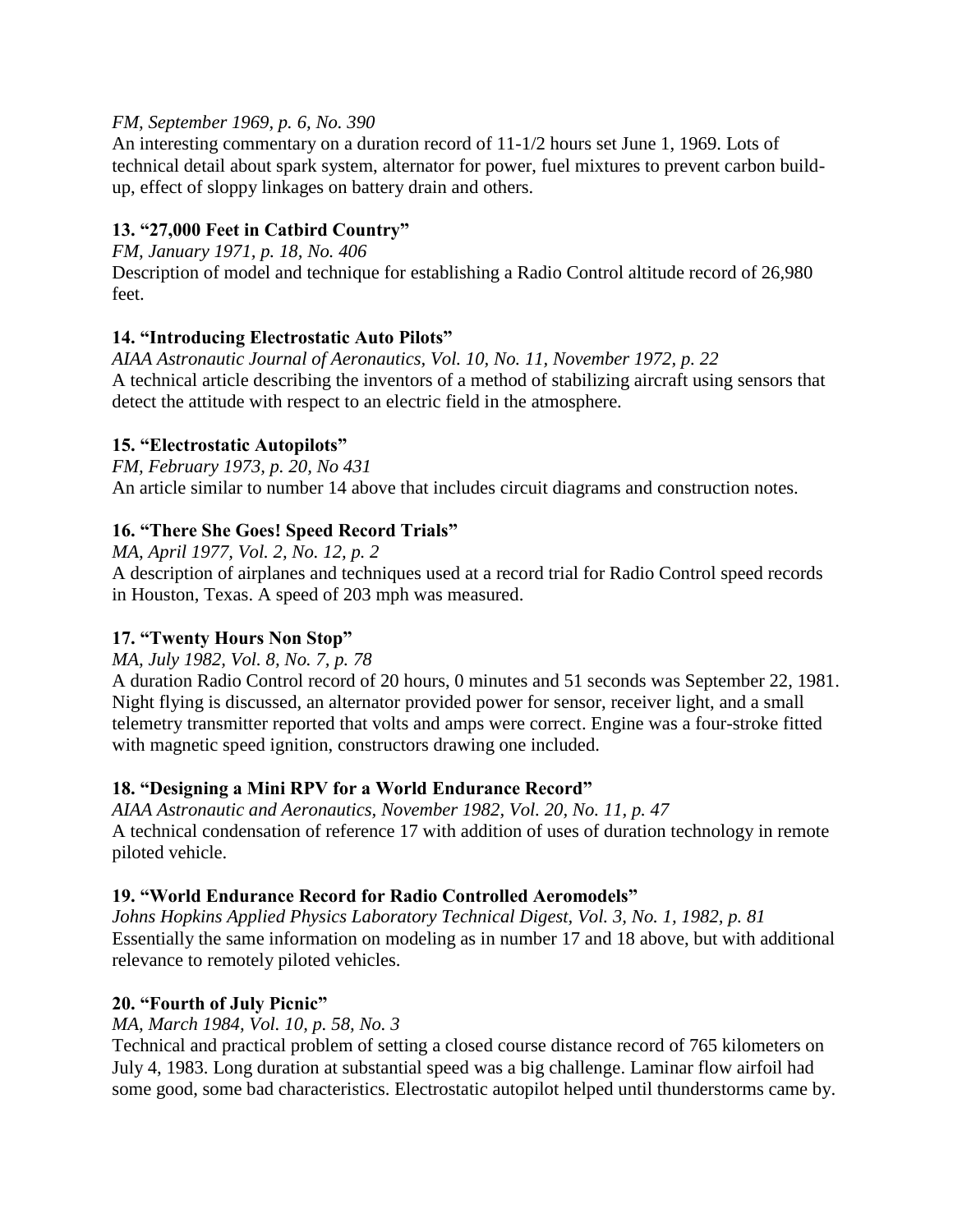*FM, September 1969, p. 6, No. 390*
An interesting commentary on a duration record of 11-1/2 hours set June 1, 1969. Lots of technical detail about spark system, alternator for power, fuel mixtures to prevent carbon build-up, effect of sloppy linkages on battery drain and others.

**13. "27,000 Feet in Catbird Country"**
*FM, January 1971, p. 18, No. 406*
Description of model and technique for establishing a Radio Control altitude record of 26,980 feet.

**14. "Introducing Electrostatic Auto Pilots"**
*AIAA Astronautic Journal of Aeronautics, Vol. 10, No. 11, November 1972, p. 22*
A technical article describing the inventors of a method of stabilizing aircraft using sensors that detect the attitude with respect to an electric field in the atmosphere.

**15. "Electrostatic Autopilots"**
*FM, February 1973, p. 20, No 431*
An article similar to number 14 above that includes circuit diagrams and construction notes.

**16. "There She Goes! Speed Record Trials"**
*MA, April 1977, Vol. 2, No. 12, p. 2*
A description of airplanes and techniques used at a record trial for Radio Control speed records in Houston, Texas. A speed of 203 mph was measured.

**17. "Twenty Hours Non Stop"**
*MA, July 1982, Vol. 8, No. 7, p. 78*
A duration Radio Control record of 20 hours, 0 minutes and 51 seconds was September 22, 1981. Night flying is discussed, an alternator provided power for sensor, receiver light, and a small telemetry transmitter reported that volts and amps were correct. Engine was a four-stroke fitted with magnetic speed ignition, constructors drawing one included.

**18. "Designing a Mini RPV for a World Endurance Record"**
*AIAA Astronautic and Aeronautics, November 1982, Vol. 20, No. 11, p. 47*
A technical condensation of reference 17 with addition of uses of duration technology in remote piloted vehicle.

**19. "World Endurance Record for Radio Controlled Aeromodels"**
*Johns Hopkins Applied Physics Laboratory Technical Digest, Vol. 3, No. 1, 1982, p. 81*
Essentially the same information on modeling as in number 17 and 18 above, but with additional relevance to remotely piloted vehicles.

**20. "Fourth of July Picnic"**
*MA, March 1984, Vol. 10, p. 58, No. 3*
Technical and practical problem of setting a closed course distance record of 765 kilometers on July 4, 1983. Long duration at substantial speed was a big challenge. Laminar flow airfoil had some good, some bad characteristics. Electrostatic autopilot helped until thunderstorms came by.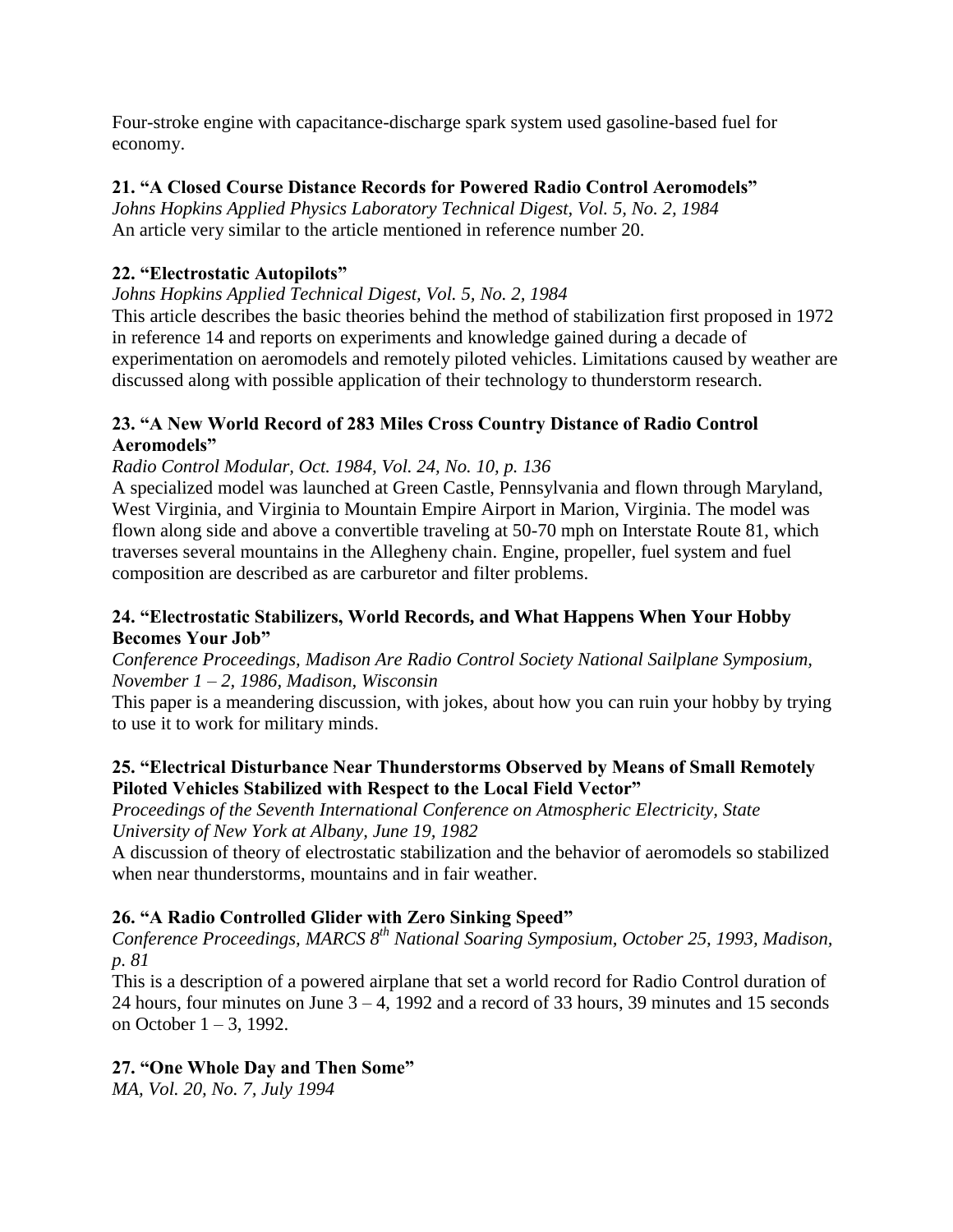Four-stroke engine with capacitance-discharge spark system used gasoline-based fuel for economy.

**21. "A Closed Course Distance Records for Powered Radio Control Aeromodels"**

*Johns Hopkins Applied Physics Laboratory Technical Digest, Vol. 5, No. 2, 1984*

An article very similar to the article mentioned in reference number 20.

**22. "Electrostatic Autopilots"**

*Johns Hopkins Applied Technical Digest, Vol. 5, No. 2, 1984*

This article describes the basic theories behind the method of stabilization first proposed in 1972 in reference 14 and reports on experiments and knowledge gained during a decade of experimentation on aeromodels and remotely piloted vehicles. Limitations caused by weather are discussed along with possible application of their technology to thunderstorm research.

**23. "A New World Record of 283 Miles Cross Country Distance of Radio Control Aeromodels"**

*Radio Control Modular, Oct. 1984, Vol. 24, No. 10, p. 136*

A specialized model was launched at Green Castle, Pennsylvania and flown through Maryland, West Virginia, and Virginia to Mountain Empire Airport in Marion, Virginia. The model was flown along side and above a convertible traveling at 50-70 mph on Interstate Route 81, which traverses several mountains in the Allegheny chain. Engine, propeller, fuel system and fuel composition are described as are carburetor and filter problems.

**24. "Electrostatic Stabilizers, World Records, and What Happens When Your Hobby Becomes Your Job"**

*Conference Proceedings, Madison Are Radio Control Society National Sailplane Symposium, November 1 – 2, 1986, Madison, Wisconsin*

This paper is a meandering discussion, with jokes, about how you can ruin your hobby by trying to use it to work for military minds.

**25. "Electrical Disturbance Near Thunderstorms Observed by Means of Small Remotely Piloted Vehicles Stabilized with Respect to the Local Field Vector"**

*Proceedings of the Seventh International Conference on Atmospheric Electricity, State University of New York at Albany, June 19, 1982*

A discussion of theory of electrostatic stabilization and the behavior of aeromodels so stabilized when near thunderstorms, mountains and in fair weather.

**26. "A Radio Controlled Glider with Zero Sinking Speed"**

*Conference Proceedings, MARCS 8th National Soaring Symposium, October 25, 1993, Madison, p. 81*

This is a description of a powered airplane that set a world record for Radio Control duration of 24 hours, four minutes on June 3 – 4, 1992 and a record of 33 hours, 39 minutes and 15 seconds on October 1 – 3, 1992.

**27. "One Whole Day and Then Some"**

*MA, Vol. 20, No. 7, July 1994*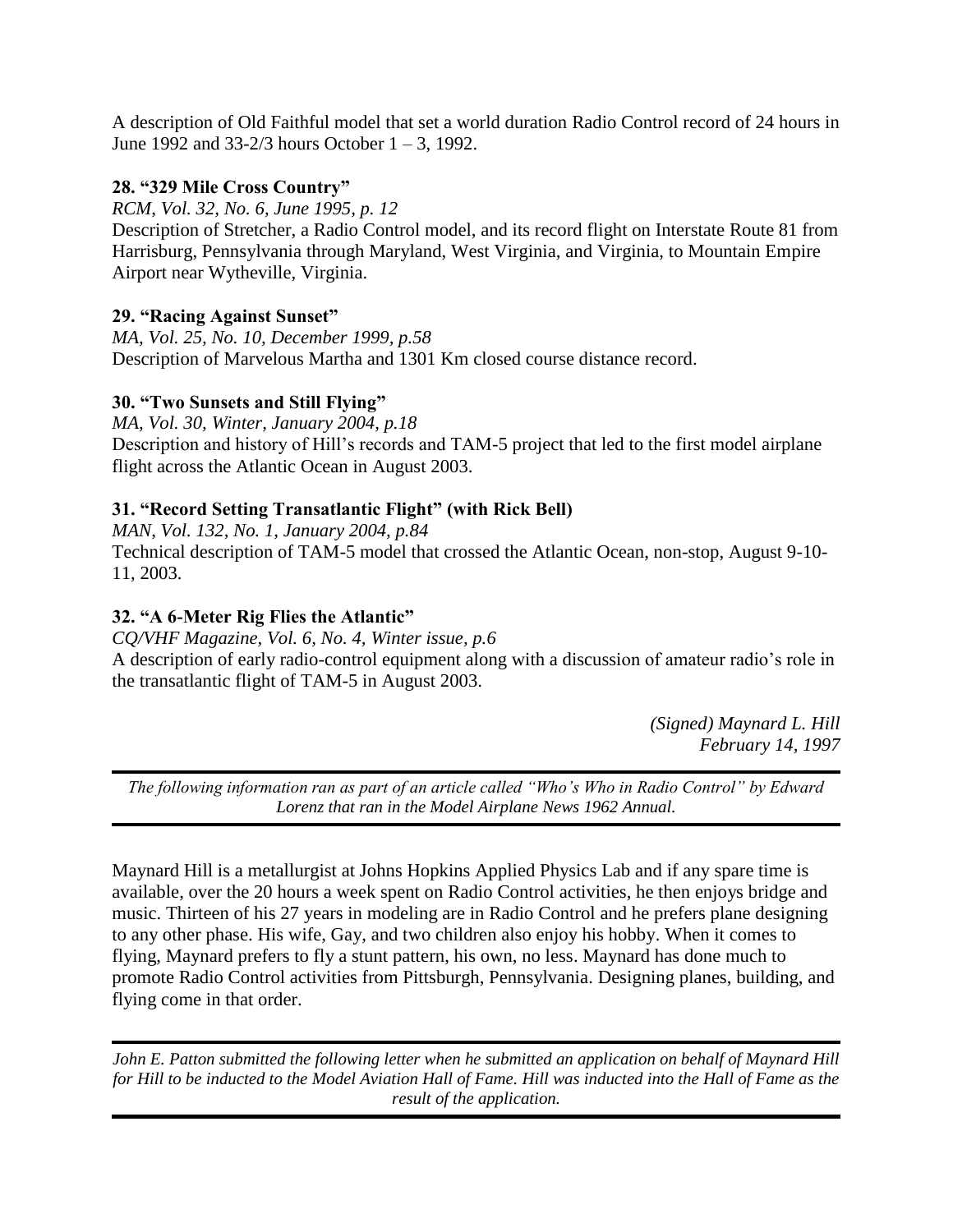A description of Old Faithful model that set a world duration Radio Control record of 24 hours in June 1992 and 33-2/3 hours October 1 – 3, 1992.

**28. "329 Mile Cross Country"**

*RCM, Vol. 32, No. 6, June 1995, p. 12*

Description of Stretcher, a Radio Control model, and its record flight on Interstate Route 81 from Harrisburg, Pennsylvania through Maryland, West Virginia, and Virginia, to Mountain Empire Airport near Wytheville, Virginia.

**29. "Racing Against Sunset"**

*MA, Vol. 25, No. 10, December 1999, p.58*

Description of Marvelous Martha and 1301 Km closed course distance record.

**30. "Two Sunsets and Still Flying"**

*MA, Vol. 30, Winter, January 2004, p.18*

Description and history of Hill's records and TAM-5 project that led to the first model airplane flight across the Atlantic Ocean in August 2003.

**31. "Record Setting Transatlantic Flight" (with Rick Bell)**

*MAN, Vol. 132, No. 1, January 2004, p.84*

Technical description of TAM-5 model that crossed the Atlantic Ocean, non-stop, August 9-10-11, 2003.

**32. "A 6-Meter Rig Flies the Atlantic"**

*CQ/VHF Magazine, Vol. 6, No. 4, Winter issue, p.6*

A description of early radio-control equipment along with a discussion of amateur radio's role in the transatlantic flight of TAM-5 in August 2003.

*(Signed) Maynard L. Hill*
*February 14, 1997*

---

*The following information ran as part of an article called "Who's Who in Radio Control" by Edward Lorenz that ran in the Model Airplane News 1962 Annual.*

---

Maynard Hill is a metallurgist at Johns Hopkins Applied Physics Lab and if any spare time is available, over the 20 hours a week spent on Radio Control activities, he then enjoys bridge and music. Thirteen of his 27 years in modeling are in Radio Control and he prefers plane designing to any other phase. His wife, Gay, and two children also enjoy his hobby. When it comes to flying, Maynard prefers to fly a stunt pattern, his own, no less. Maynard has done much to promote Radio Control activities from Pittsburgh, Pennsylvania. Designing planes, building, and flying come in that order.

---

*John E. Patton submitted the following letter when he submitted an application on behalf of Maynard Hill for Hill to be inducted to the Model Aviation Hall of Fame. Hill was inducted into the Hall of Fame as the result of the application.*

---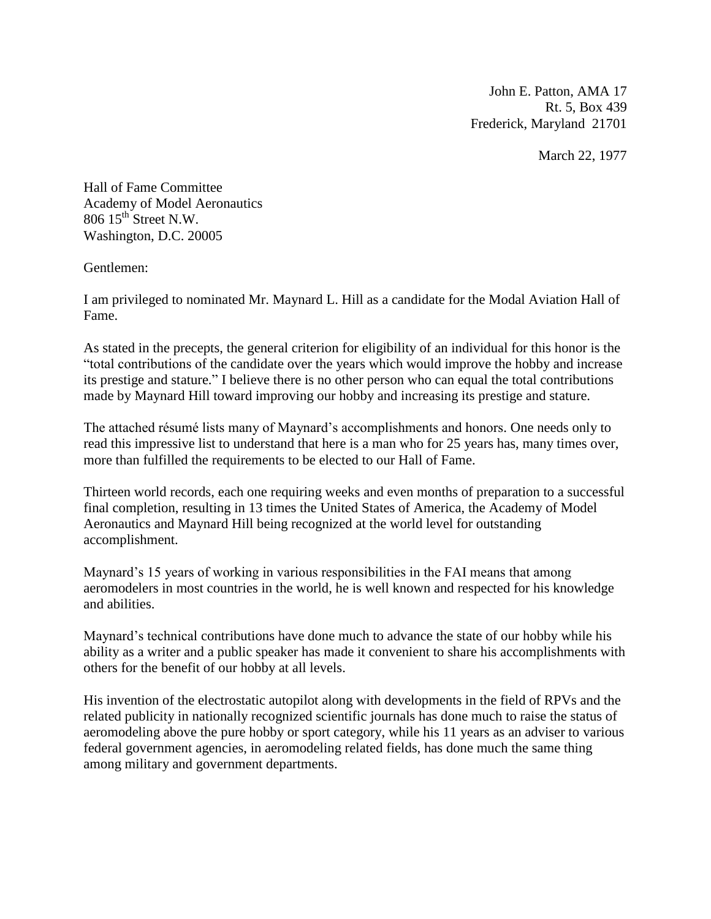John E. Patton, AMA 17
Rt. 5, Box 439
Frederick, Maryland 21701

March 22, 1977

Hall of Fame Committee
Academy of Model Aeronautics
806 15th Street N.W.
Washington, D.C. 20005

Gentlemen:

I am privileged to nominated Mr. Maynard L. Hill as a candidate for the Modal Aviation Hall of Fame.

As stated in the precepts, the general criterion for eligibility of an individual for this honor is the "total contributions of the candidate over the years which would improve the hobby and increase its prestige and stature." I believe there is no other person who can equal the total contributions made by Maynard Hill toward improving our hobby and increasing its prestige and stature.

The attached résumé lists many of Maynard's accomplishments and honors. One needs only to read this impressive list to understand that here is a man who for 25 years has, many times over, more than fulfilled the requirements to be elected to our Hall of Fame.

Thirteen world records, each one requiring weeks and even months of preparation to a successful final completion, resulting in 13 times the United States of America, the Academy of Model Aeronautics and Maynard Hill being recognized at the world level for outstanding accomplishment.

Maynard's 15 years of working in various responsibilities in the FAI means that among aeromodelers in most countries in the world, he is well known and respected for his knowledge and abilities.

Maynard's technical contributions have done much to advance the state of our hobby while his ability as a writer and a public speaker has made it convenient to share his accomplishments with others for the benefit of our hobby at all levels.

His invention of the electrostatic autopilot along with developments in the field of RPVs and the related publicity in nationally recognized scientific journals has done much to raise the status of aeromodeling above the pure hobby or sport category, while his 11 years as an adviser to various federal government agencies, in aeromodeling related fields, has done much the same thing among military and government departments.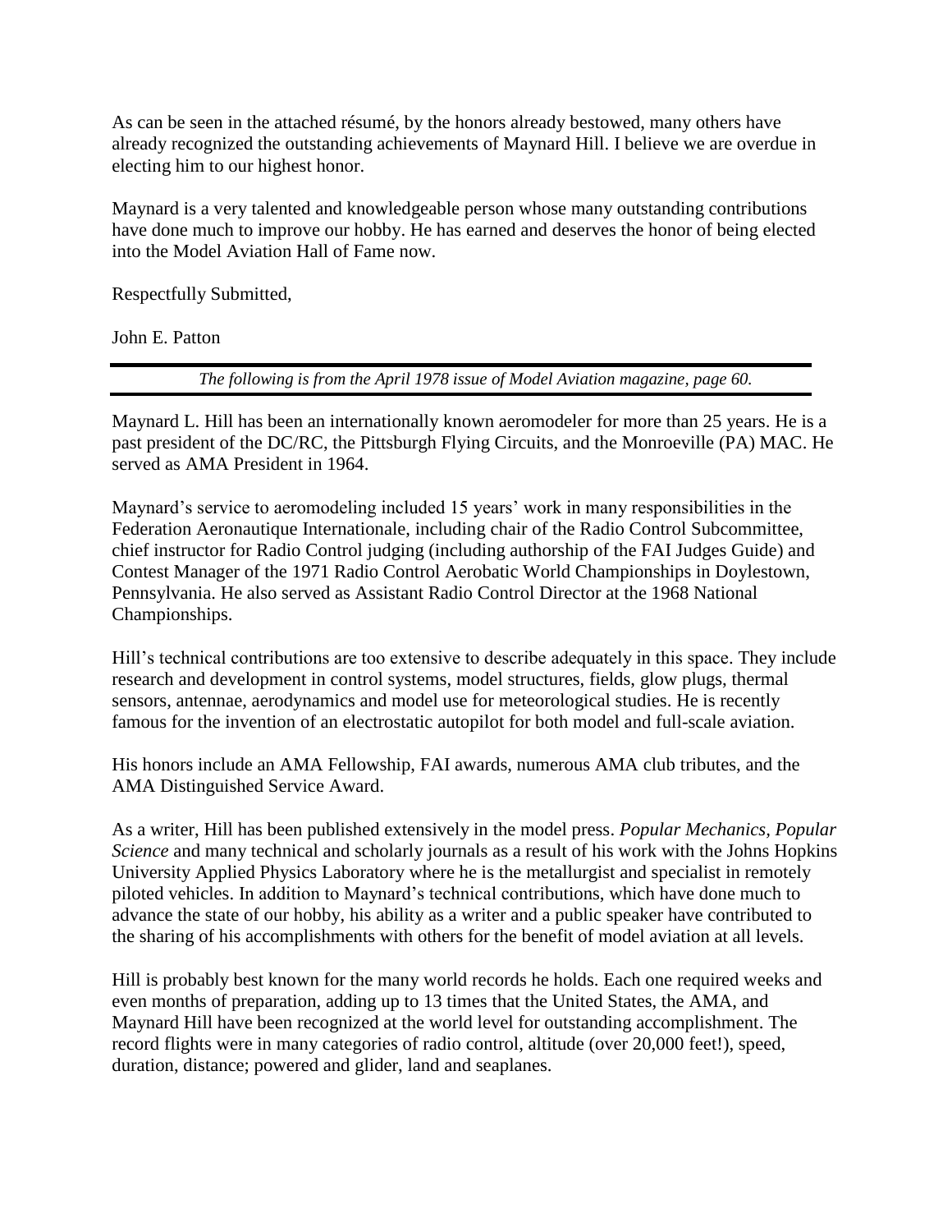As can be seen in the attached résumé, by the honors already bestowed, many others have already recognized the outstanding achievements of Maynard Hill. I believe we are overdue in electing him to our highest honor.

Maynard is a very talented and knowledgeable person whose many outstanding contributions have done much to improve our hobby. He has earned and deserves the honor of being elected into the Model Aviation Hall of Fame now.

Respectfully Submitted,

John E. Patton

---

*The following is from the April 1978 issue of Model Aviation magazine, page 60.*

---

Maynard L. Hill has been an internationally known aeromodeler for more than 25 years. He is a past president of the DC/RC, the Pittsburgh Flying Circuits, and the Monroeville (PA) MAC. He served as AMA President in 1964.

Maynard's service to aeromodeling included 15 years' work in many responsibilities in the Federation Aeronautique Internationale, including chair of the Radio Control Subcommittee, chief instructor for Radio Control judging (including authorship of the FAI Judges Guide) and Contest Manager of the 1971 Radio Control Aerobatic World Championships in Doylestown, Pennsylvania. He also served as Assistant Radio Control Director at the 1968 National Championships.

Hill's technical contributions are too extensive to describe adequately in this space. They include research and development in control systems, model structures, fields, glow plugs, thermal sensors, antennae, aerodynamics and model use for meteorological studies. He is recently famous for the invention of an electrostatic autopilot for both model and full-scale aviation.

His honors include an AMA Fellowship, FAI awards, numerous AMA club tributes, and the AMA Distinguished Service Award.

As a writer, Hill has been published extensively in the model press. *Popular Mechanics, Popular Science* and many technical and scholarly journals as a result of his work with the Johns Hopkins University Applied Physics Laboratory where he is the metallurgist and specialist in remotely piloted vehicles. In addition to Maynard's technical contributions, which have done much to advance the state of our hobby, his ability as a writer and a public speaker have contributed to the sharing of his accomplishments with others for the benefit of model aviation at all levels.

Hill is probably best known for the many world records he holds. Each one required weeks and even months of preparation, adding up to 13 times that the United States, the AMA, and Maynard Hill have been recognized at the world level for outstanding accomplishment. The record flights were in many categories of radio control, altitude (over 20,000 feet!), speed, duration, distance; powered and glider, land and seaplanes.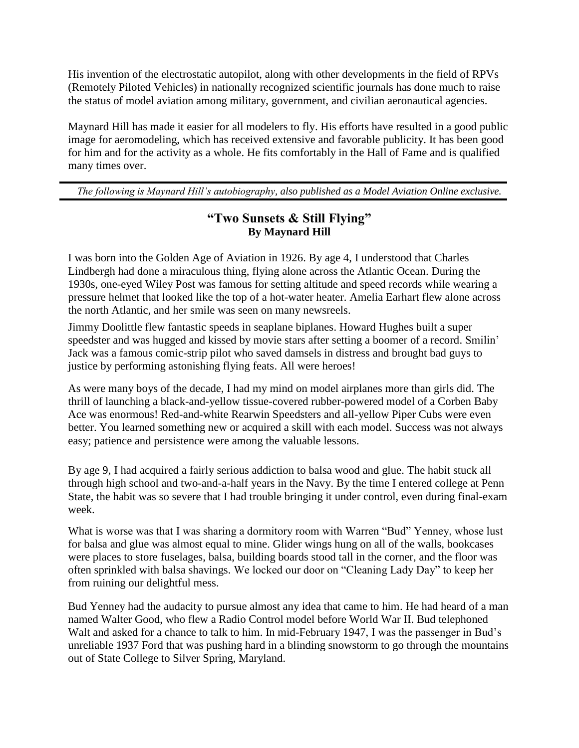His invention of the electrostatic autopilot, along with other developments in the field of RPVs (Remotely Piloted Vehicles) in nationally recognized scientific journals has done much to raise the status of model aviation among military, government, and civilian aeronautical agencies.

Maynard Hill has made it easier for all modelers to fly. His efforts have resulted in a good public image for aeromodeling, which has received extensive and favorable publicity. It has been good for him and for the activity as a whole. He fits comfortably in the Hall of Fame and is qualified many times over.

---

*The following is Maynard Hill's autobiography, also published as a Model Aviation Online exclusive.*

---

## "Two Sunsets & Still Flying"

**By Maynard Hill**

I was born into the Golden Age of Aviation in 1926. By age 4, I understood that Charles Lindbergh had done a miraculous thing, flying alone across the Atlantic Ocean. During the 1930s, one-eyed Wiley Post was famous for setting altitude and speed records while wearing a pressure helmet that looked like the top of a hot-water heater. Amelia Earhart flew alone across the north Atlantic, and her smile was seen on many newsreels.

Jimmy Doolittle flew fantastic speeds in seaplane biplanes. Howard Hughes built a super speedster and was hugged and kissed by movie stars after setting a boomer of a record. Smilin' Jack was a famous comic-strip pilot who saved damsels in distress and brought bad guys to justice by performing astonishing flying feats. All were heroes!

As were many boys of the decade, I had my mind on model airplanes more than girls did. The thrill of launching a black-and-yellow tissue-covered rubber-powered model of a Corben Baby Ace was enormous! Red-and-white Rearwin Speedsters and all-yellow Piper Cubs were even better. You learned something new or acquired a skill with each model. Success was not always easy; patience and persistence were among the valuable lessons.

By age 9, I had acquired a fairly serious addiction to balsa wood and glue. The habit stuck all through high school and two-and-a-half years in the Navy. By the time I entered college at Penn State, the habit was so severe that I had trouble bringing it under control, even during final-exam week.

What is worse was that I was sharing a dormitory room with Warren "Bud" Yenney, whose lust for balsa and glue was almost equal to mine. Glider wings hung on all of the walls, bookcases were places to store fuselages, balsa, building boards stood tall in the corner, and the floor was often sprinkled with balsa shavings. We locked our door on "Cleaning Lady Day" to keep her from ruining our delightful mess.

Bud Yenney had the audacity to pursue almost any idea that came to him. He had heard of a man named Walter Good, who flew a Radio Control model before World War II. Bud telephoned Walt and asked for a chance to talk to him. In mid-February 1947, I was the passenger in Bud's unreliable 1937 Ford that was pushing hard in a blinding snowstorm to go through the mountains out of State College to Silver Spring, Maryland.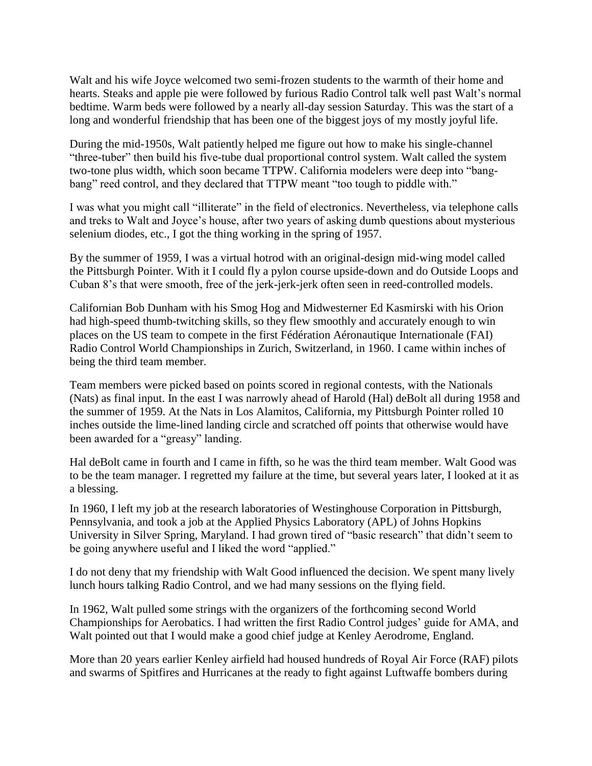Walt and his wife Joyce welcomed two semi-frozen students to the warmth of their home and hearts. Steaks and apple pie were followed by furious Radio Control talk well past Walt's normal bedtime. Warm beds were followed by a nearly all-day session Saturday. This was the start of a long and wonderful friendship that has been one of the biggest joys of my mostly joyful life.

During the mid-1950s, Walt patiently helped me figure out how to make his single-channel "three-tuber" then build his five-tube dual proportional control system. Walt called the system two-tone plus width, which soon became TTPW. California modelers were deep into "bang-bang" reed control, and they declared that TTPW meant "too tough to piddle with."

I was what you might call "illiterate" in the field of electronics. Nevertheless, via telephone calls and treks to Walt and Joyce's house, after two years of asking dumb questions about mysterious selenium diodes, etc., I got the thing working in the spring of 1957.

By the summer of 1959, I was a virtual hotrod with an original-design mid-wing model called the Pittsburgh Pointer. With it I could fly a pylon course upside-down and do Outside Loops and Cuban 8's that were smooth, free of the jerk-jerk-jerk often seen in reed-controlled models.

Californian Bob Dunham with his Smog Hog and Midwesterner Ed Kasmirski with his Orion had high-speed thumb-twitching skills, so they flew smoothly and accurately enough to win places on the US team to compete in the first Fédération Aéronautique Internationale (FAI) Radio Control World Championships in Zurich, Switzerland, in 1960. I came within inches of being the third team member.

Team members were picked based on points scored in regional contests, with the Nationals (Nats) as final input. In the east I was narrowly ahead of Harold (Hal) deBolt all during 1958 and the summer of 1959. At the Nats in Los Alamitos, California, my Pittsburgh Pointer rolled 10 inches outside the lime-lined landing circle and scratched off points that otherwise would have been awarded for a "greasy" landing.

Hal deBolt came in fourth and I came in fifth, so he was the third team member. Walt Good was to be the team manager. I regretted my failure at the time, but several years later, I looked at it as a blessing.

In 1960, I left my job at the research laboratories of Westinghouse Corporation in Pittsburgh, Pennsylvania, and took a job at the Applied Physics Laboratory (APL) of Johns Hopkins University in Silver Spring, Maryland. I had grown tired of "basic research" that didn't seem to be going anywhere useful and I liked the word "applied."

I do not deny that my friendship with Walt Good influenced the decision. We spent many lively lunch hours talking Radio Control, and we had many sessions on the flying field.

In 1962, Walt pulled some strings with the organizers of the forthcoming second World Championships for Aerobatics. I had written the first Radio Control judges' guide for AMA, and Walt pointed out that I would make a good chief judge at Kenley Aerodrome, England.

More than 20 years earlier Kenley airfield had housed hundreds of Royal Air Force (RAF) pilots and swarms of Spitfires and Hurricanes at the ready to fight against Luftwaffe bombers during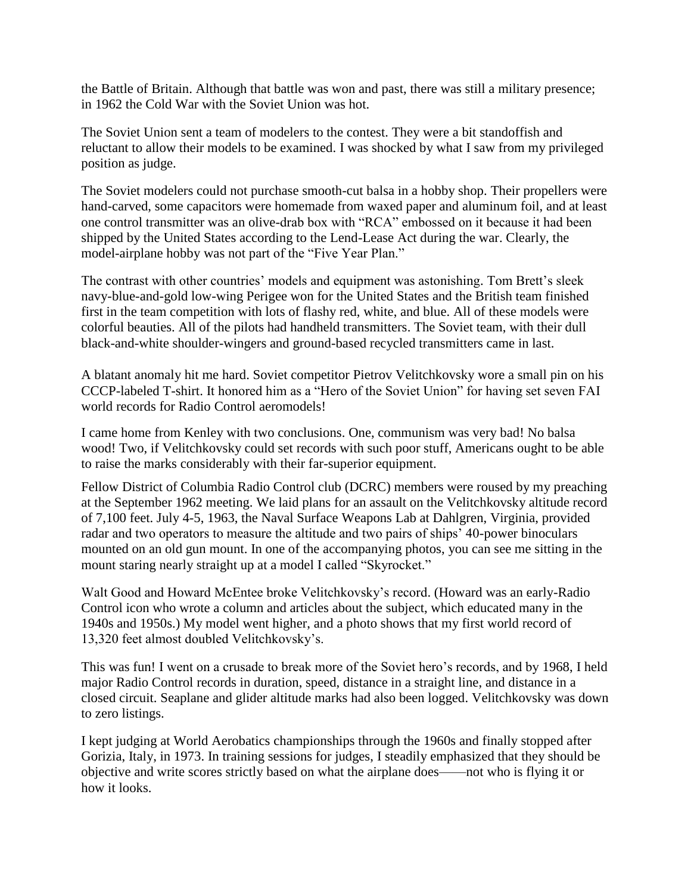the Battle of Britain. Although that battle was won and past, there was still a military presence; in 1962 the Cold War with the Soviet Union was hot.

The Soviet Union sent a team of modelers to the contest. They were a bit standoffish and reluctant to allow their models to be examined. I was shocked by what I saw from my privileged position as judge.

The Soviet modelers could not purchase smooth-cut balsa in a hobby shop. Their propellers were hand-carved, some capacitors were homemade from waxed paper and aluminum foil, and at least one control transmitter was an olive-drab box with "RCA" embossed on it because it had been shipped by the United States according to the Lend-Lease Act during the war. Clearly, the model-airplane hobby was not part of the "Five Year Plan."

The contrast with other countries' models and equipment was astonishing. Tom Brett's sleek navy-blue-and-gold low-wing Perigee won for the United States and the British team finished first in the team competition with lots of flashy red, white, and blue. All of these models were colorful beauties. All of the pilots had handheld transmitters. The Soviet team, with their dull black-and-white shoulder-wingers and ground-based recycled transmitters came in last.

A blatant anomaly hit me hard. Soviet competitor Pietrov Velitchkovsky wore a small pin on his CCCP-labeled T-shirt. It honored him as a "Hero of the Soviet Union" for having set seven FAI world records for Radio Control aeromodels!

I came home from Kenley with two conclusions. One, communism was very bad! No balsa wood! Two, if Velitchkovsky could set records with such poor stuff, Americans ought to be able to raise the marks considerably with their far-superior equipment.

Fellow District of Columbia Radio Control club (DCRC) members were roused by my preaching at the September 1962 meeting. We laid plans for an assault on the Velitchkovsky altitude record of 7,100 feet. July 4-5, 1963, the Naval Surface Weapons Lab at Dahlgren, Virginia, provided radar and two operators to measure the altitude and two pairs of ships' 40-power binoculars mounted on an old gun mount. In one of the accompanying photos, you can see me sitting in the mount staring nearly straight up at a model I called "Skyrocket."

Walt Good and Howard McEntee broke Velitchkovsky's record. (Howard was an early-Radio Control icon who wrote a column and articles about the subject, which educated many in the 1940s and 1950s.) My model went higher, and a photo shows that my first world record of 13,320 feet almost doubled Velitchkovsky's.

This was fun! I went on a crusade to break more of the Soviet hero's records, and by 1968, I held major Radio Control records in duration, speed, distance in a straight line, and distance in a closed circuit. Seaplane and glider altitude marks had also been logged. Velitchkovsky was down to zero listings.

I kept judging at World Aerobatics championships through the 1960s and finally stopped after Gorizia, Italy, in 1973. In training sessions for judges, I steadily emphasized that they should be objective and write scores strictly based on what the airplane does——not who is flying it or how it looks.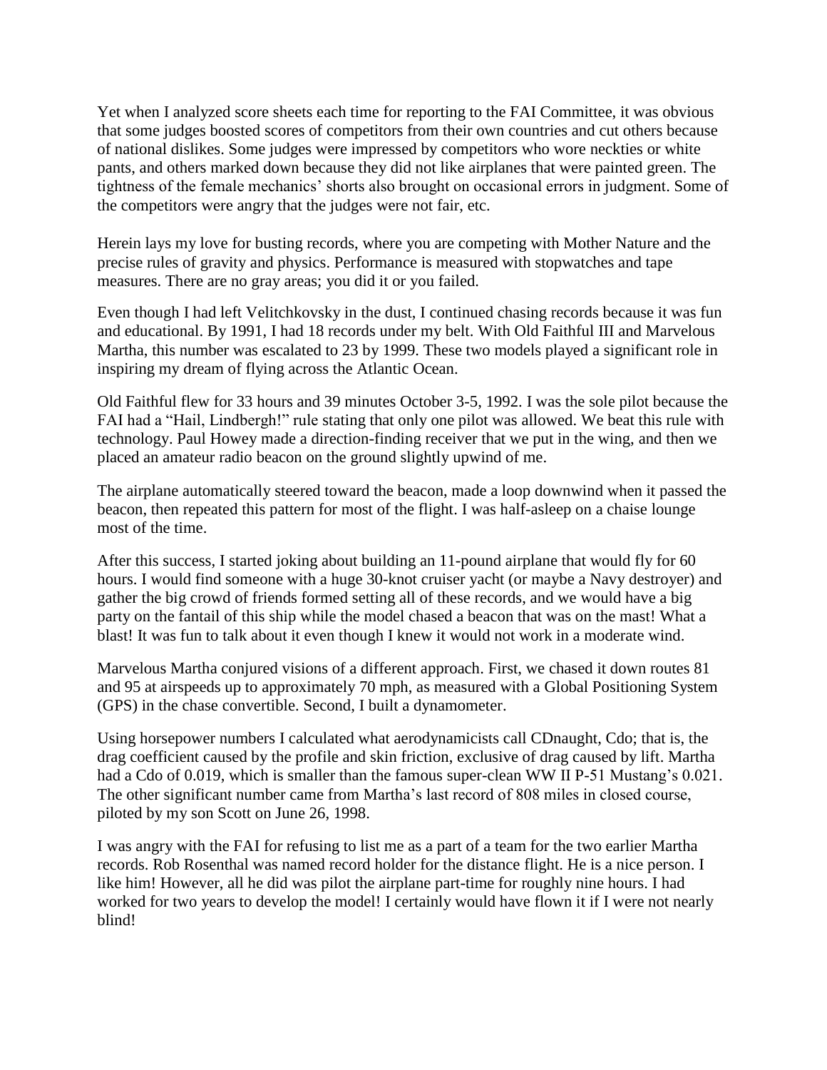Yet when I analyzed score sheets each time for reporting to the FAI Committee, it was obvious that some judges boosted scores of competitors from their own countries and cut others because of national dislikes. Some judges were impressed by competitors who wore neckties or white pants, and others marked down because they did not like airplanes that were painted green. The tightness of the female mechanics' shorts also brought on occasional errors in judgment. Some of the competitors were angry that the judges were not fair, etc.

Herein lays my love for busting records, where you are competing with Mother Nature and the precise rules of gravity and physics. Performance is measured with stopwatches and tape measures. There are no gray areas; you did it or you failed.

Even though I had left Velitchkovsky in the dust, I continued chasing records because it was fun and educational. By 1991, I had 18 records under my belt. With Old Faithful III and Marvelous Martha, this number was escalated to 23 by 1999. These two models played a significant role in inspiring my dream of flying across the Atlantic Ocean.

Old Faithful flew for 33 hours and 39 minutes October 3-5, 1992. I was the sole pilot because the FAI had a "Hail, Lindbergh!" rule stating that only one pilot was allowed. We beat this rule with technology. Paul Howey made a direction-finding receiver that we put in the wing, and then we placed an amateur radio beacon on the ground slightly upwind of me.

The airplane automatically steered toward the beacon, made a loop downwind when it passed the beacon, then repeated this pattern for most of the flight. I was half-asleep on a chaise lounge most of the time.

After this success, I started joking about building an 11-pound airplane that would fly for 60 hours. I would find someone with a huge 30-knot cruiser yacht (or maybe a Navy destroyer) and gather the big crowd of friends formed setting all of these records, and we would have a big party on the fantail of this ship while the model chased a beacon that was on the mast! What a blast! It was fun to talk about it even though I knew it would not work in a moderate wind.

Marvelous Martha conjured visions of a different approach. First, we chased it down routes 81 and 95 at airspeeds up to approximately 70 mph, as measured with a Global Positioning System (GPS) in the chase convertible. Second, I built a dynamometer.

Using horsepower numbers I calculated what aerodynamicists call CDnaught, Cdo; that is, the drag coefficient caused by the profile and skin friction, exclusive of drag caused by lift. Martha had a Cdo of 0.019, which is smaller than the famous super-clean WW II P-51 Mustang's 0.021. The other significant number came from Martha's last record of 808 miles in closed course, piloted by my son Scott on June 26, 1998.

I was angry with the FAI for refusing to list me as a part of a team for the two earlier Martha records. Rob Rosenthal was named record holder for the distance flight. He is a nice person. I like him! However, all he did was pilot the airplane part-time for roughly nine hours. I had worked for two years to develop the model! I certainly would have flown it if I were not nearly blind!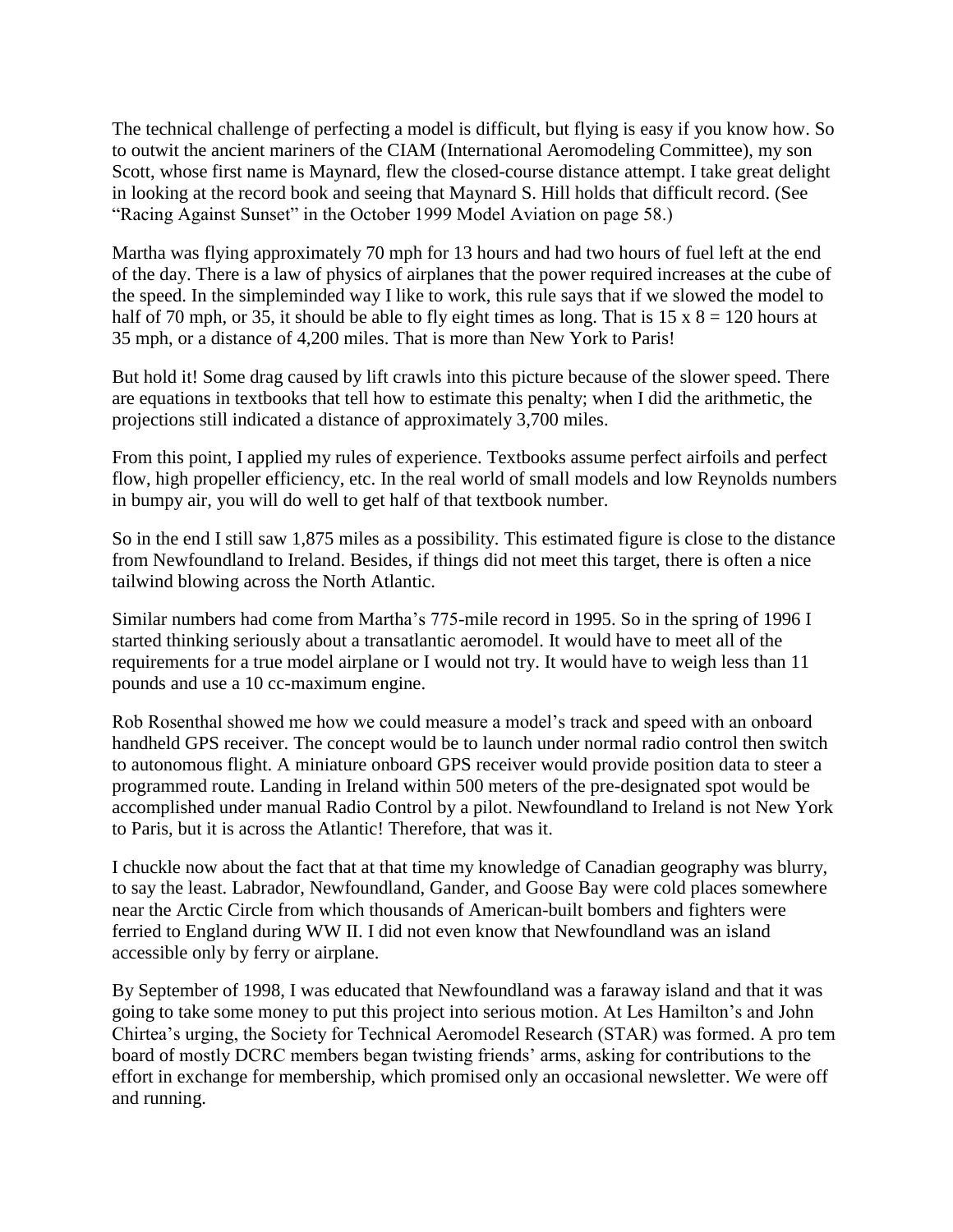The technical challenge of perfecting a model is difficult, but flying is easy if you know how. So to outwit the ancient mariners of the CIAM (International Aeromodeling Committee), my son Scott, whose first name is Maynard, flew the closed-course distance attempt. I take great delight in looking at the record book and seeing that Maynard S. Hill holds that difficult record. (See "Racing Against Sunset" in the October 1999 Model Aviation on page 58.)

Martha was flying approximately 70 mph for 13 hours and had two hours of fuel left at the end of the day. There is a law of physics of airplanes that the power required increases at the cube of the speed. In the simpleminded way I like to work, this rule says that if we slowed the model to half of 70 mph, or 35, it should be able to fly eight times as long. That is $15 \times 8 = 120$ hours at 35 mph, or a distance of 4,200 miles. That is more than New York to Paris!

But hold it! Some drag caused by lift crawls into this picture because of the slower speed. There are equations in textbooks that tell how to estimate this penalty; when I did the arithmetic, the projections still indicated a distance of approximately 3,700 miles.

From this point, I applied my rules of experience. Textbooks assume perfect airfoils and perfect flow, high propeller efficiency, etc. In the real world of small models and low Reynolds numbers in bumpy air, you will do well to get half of that textbook number.

So in the end I still saw 1,875 miles as a possibility. This estimated figure is close to the distance from Newfoundland to Ireland. Besides, if things did not meet this target, there is often a nice tailwind blowing across the North Atlantic.

Similar numbers had come from Martha's 775-mile record in 1995. So in the spring of 1996 I started thinking seriously about a transatlantic aeromodel. It would have to meet all of the requirements for a true model airplane or I would not try. It would have to weigh less than 11 pounds and use a 10 cc-maximum engine.

Rob Rosenthal showed me how we could measure a model's track and speed with an onboard handheld GPS receiver. The concept would be to launch under normal radio control then switch to autonomous flight. A miniature onboard GPS receiver would provide position data to steer a programmed route. Landing in Ireland within 500 meters of the pre-designated spot would be accomplished under manual Radio Control by a pilot. Newfoundland to Ireland is not New York to Paris, but it is across the Atlantic! Therefore, that was it.

I chuckle now about the fact that at that time my knowledge of Canadian geography was blurry, to say the least. Labrador, Newfoundland, Gander, and Goose Bay were cold places somewhere near the Arctic Circle from which thousands of American-built bombers and fighters were ferried to England during WW II. I did not even know that Newfoundland was an island accessible only by ferry or airplane.

By September of 1998, I was educated that Newfoundland was a faraway island and that it was going to take some money to put this project into serious motion. At Les Hamilton's and John Chirtea's urging, the Society for Technical Aeromodel Research (STAR) was formed. A pro tem board of mostly DCRC members began twisting friends' arms, asking for contributions to the effort in exchange for membership, which promised only an occasional newsletter. We were off and running.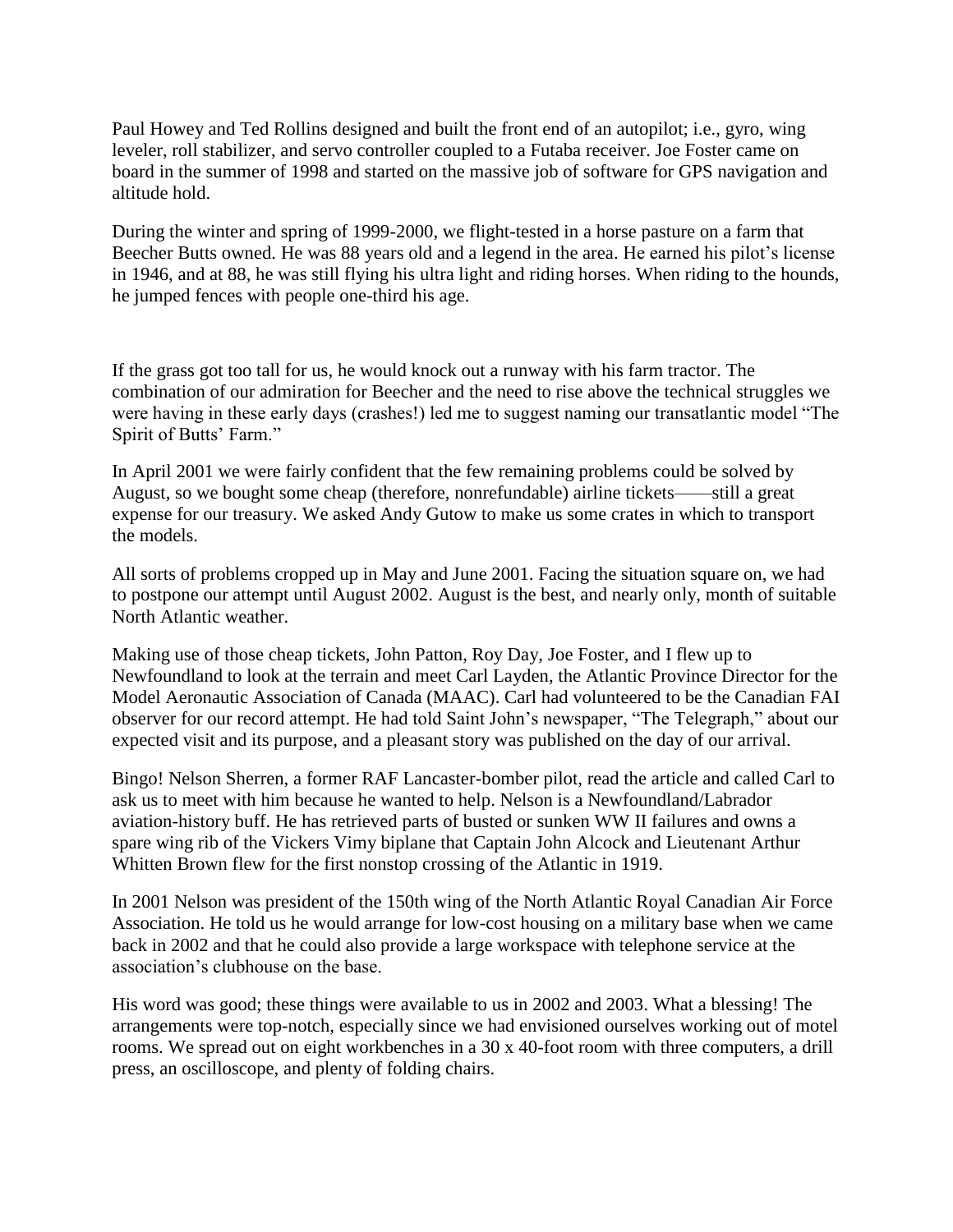Paul Howey and Ted Rollins designed and built the front end of an autopilot; i.e., gyro, wing leveler, roll stabilizer, and servo controller coupled to a Futaba receiver. Joe Foster came on board in the summer of 1998 and started on the massive job of software for GPS navigation and altitude hold.

During the winter and spring of 1999-2000, we flight-tested in a horse pasture on a farm that Beecher Butts owned. He was 88 years old and a legend in the area. He earned his pilot's license in 1946, and at 88, he was still flying his ultra light and riding horses. When riding to the hounds, he jumped fences with people one-third his age.

If the grass got too tall for us, he would knock out a runway with his farm tractor. The combination of our admiration for Beecher and the need to rise above the technical struggles we were having in these early days (crashes!) led me to suggest naming our transatlantic model "The Spirit of Butts' Farm."

In April 2001 we were fairly confident that the few remaining problems could be solved by August, so we bought some cheap (therefore, nonrefundable) airline tickets——still a great expense for our treasury. We asked Andy Gutow to make us some crates in which to transport the models.

All sorts of problems cropped up in May and June 2001. Facing the situation square on, we had to postpone our attempt until August 2002. August is the best, and nearly only, month of suitable North Atlantic weather.

Making use of those cheap tickets, John Patton, Roy Day, Joe Foster, and I flew up to Newfoundland to look at the terrain and meet Carl Layden, the Atlantic Province Director for the Model Aeronautic Association of Canada (MAAC). Carl had volunteered to be the Canadian FAI observer for our record attempt. He had told Saint John's newspaper, "The Telegraph," about our expected visit and its purpose, and a pleasant story was published on the day of our arrival.

Bingo! Nelson Sherren, a former RAF Lancaster-bomber pilot, read the article and called Carl to ask us to meet with him because he wanted to help. Nelson is a Newfoundland/Labrador aviation-history buff. He has retrieved parts of busted or sunken WW II failures and owns a spare wing rib of the Vickers Vimy biplane that Captain John Alcock and Lieutenant Arthur Whitten Brown flew for the first nonstop crossing of the Atlantic in 1919.

In 2001 Nelson was president of the 150th wing of the North Atlantic Royal Canadian Air Force Association. He told us he would arrange for low-cost housing on a military base when we came back in 2002 and that he could also provide a large workspace with telephone service at the association's clubhouse on the base.

His word was good; these things were available to us in 2002 and 2003. What a blessing! The arrangements were top-notch, especially since we had envisioned ourselves working out of motel rooms. We spread out on eight workbenches in a 30 x 40-foot room with three computers, a drill press, an oscilloscope, and plenty of folding chairs.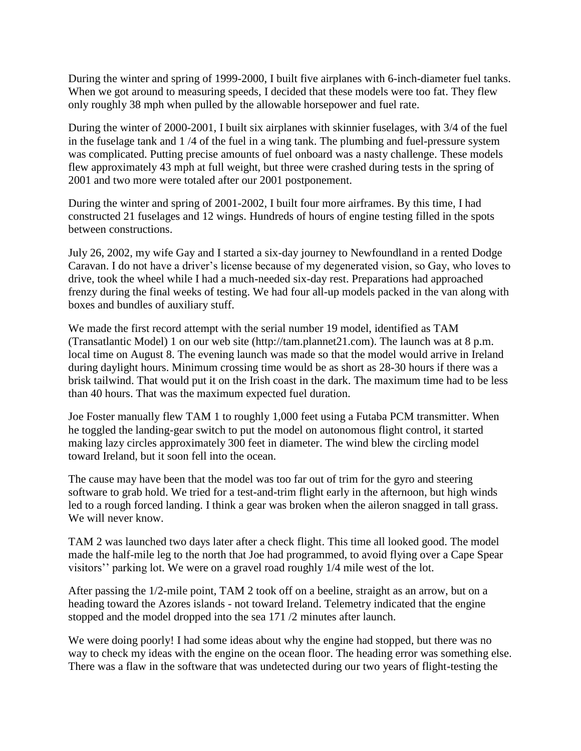During the winter and spring of 1999-2000, I built five airplanes with 6-inch-diameter fuel tanks. When we got around to measuring speeds, I decided that these models were too fat. They flew only roughly 38 mph when pulled by the allowable horsepower and fuel rate.

During the winter of 2000-2001, I built six airplanes with skinnier fuselages, with 3/4 of the fuel in the fuselage tank and 1 /4 of the fuel in a wing tank. The plumbing and fuel-pressure system was complicated. Putting precise amounts of fuel onboard was a nasty challenge. These models flew approximately 43 mph at full weight, but three were crashed during tests in the spring of 2001 and two more were totaled after our 2001 postponement.

During the winter and spring of 2001-2002, I built four more airframes. By this time, I had constructed 21 fuselages and 12 wings. Hundreds of hours of engine testing filled in the spots between constructions.

July 26, 2002, my wife Gay and I started a six-day journey to Newfoundland in a rented Dodge Caravan. I do not have a driver's license because of my degenerated vision, so Gay, who loves to drive, took the wheel while I had a much-needed six-day rest. Preparations had approached frenzy during the final weeks of testing. We had four all-up models packed in the van along with boxes and bundles of auxiliary stuff.

We made the first record attempt with the serial number 19 model, identified as TAM (Transatlantic Model) 1 on our web site (http://tam.plannet21.com). The launch was at 8 p.m. local time on August 8. The evening launch was made so that the model would arrive in Ireland during daylight hours. Minimum crossing time would be as short as 28-30 hours if there was a brisk tailwind. That would put it on the Irish coast in the dark. The maximum time had to be less than 40 hours. That was the maximum expected fuel duration.

Joe Foster manually flew TAM 1 to roughly 1,000 feet using a Futaba PCM transmitter. When he toggled the landing-gear switch to put the model on autonomous flight control, it started making lazy circles approximately 300 feet in diameter. The wind blew the circling model toward Ireland, but it soon fell into the ocean.

The cause may have been that the model was too far out of trim for the gyro and steering software to grab hold. We tried for a test-and-trim flight early in the afternoon, but high winds led to a rough forced landing. I think a gear was broken when the aileron snagged in tall grass. We will never know.

TAM 2 was launched two days later after a check flight. This time all looked good. The model made the half-mile leg to the north that Joe had programmed, to avoid flying over a Cape Spear visitors'' parking lot. We were on a gravel road roughly 1/4 mile west of the lot.

After passing the 1/2-mile point, TAM 2 took off on a beeline, straight as an arrow, but on a heading toward the Azores islands - not toward Ireland. Telemetry indicated that the engine stopped and the model dropped into the sea 171 /2 minutes after launch.

We were doing poorly! I had some ideas about why the engine had stopped, but there was no way to check my ideas with the engine on the ocean floor. The heading error was something else. There was a flaw in the software that was undetected during our two years of flight-testing the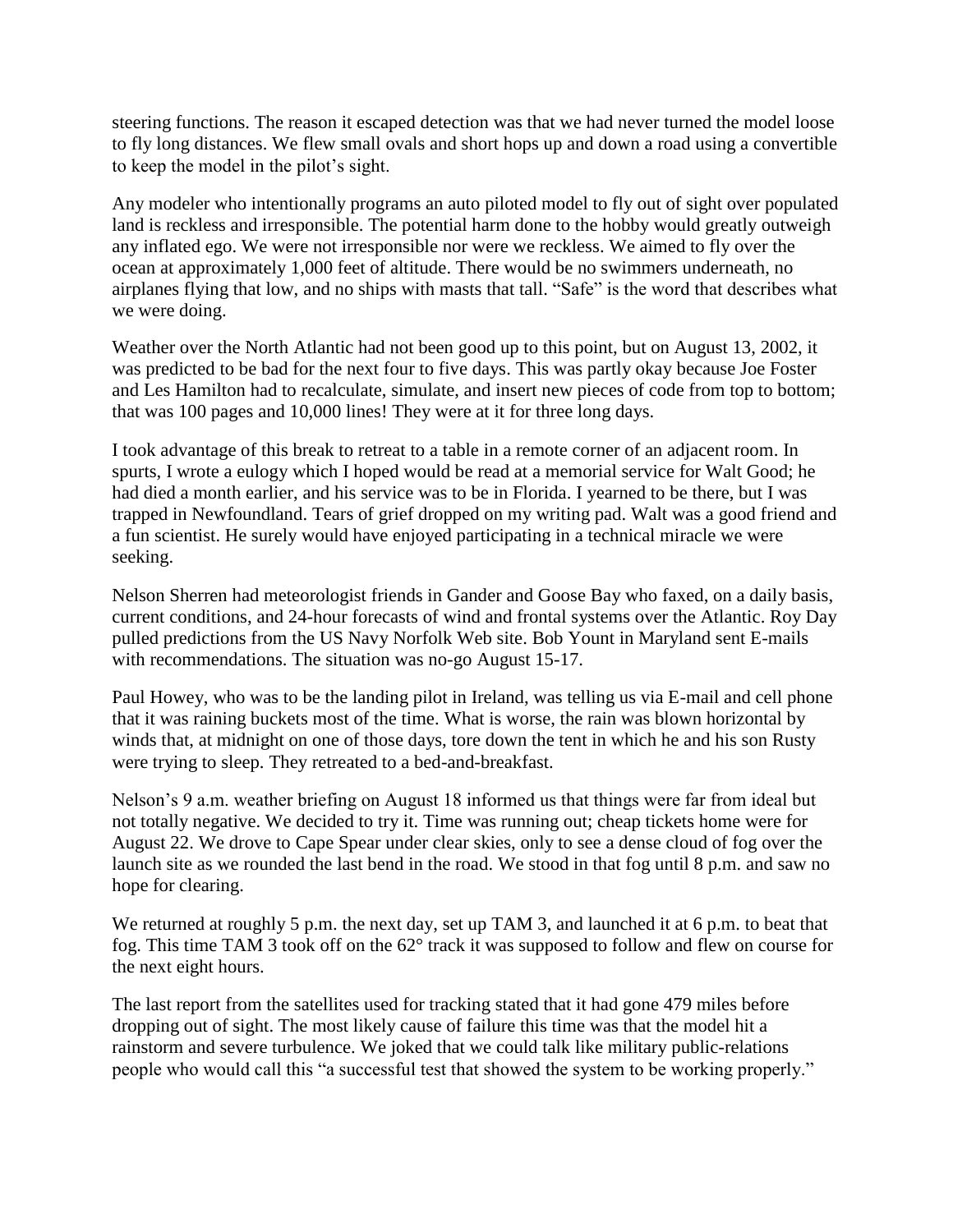steering functions. The reason it escaped detection was that we had never turned the model loose to fly long distances. We flew small ovals and short hops up and down a road using a convertible to keep the model in the pilot's sight.

Any modeler who intentionally programs an auto piloted model to fly out of sight over populated land is reckless and irresponsible. The potential harm done to the hobby would greatly outweigh any inflated ego. We were not irresponsible nor were we reckless. We aimed to fly over the ocean at approximately 1,000 feet of altitude. There would be no swimmers underneath, no airplanes flying that low, and no ships with masts that tall. "Safe" is the word that describes what we were doing.

Weather over the North Atlantic had not been good up to this point, but on August 13, 2002, it was predicted to be bad for the next four to five days. This was partly okay because Joe Foster and Les Hamilton had to recalculate, simulate, and insert new pieces of code from top to bottom; that was 100 pages and 10,000 lines! They were at it for three long days.

I took advantage of this break to retreat to a table in a remote corner of an adjacent room. In spurts, I wrote a eulogy which I hoped would be read at a memorial service for Walt Good; he had died a month earlier, and his service was to be in Florida. I yearned to be there, but I was trapped in Newfoundland. Tears of grief dropped on my writing pad. Walt was a good friend and a fun scientist. He surely would have enjoyed participating in a technical miracle we were seeking.

Nelson Sherren had meteorologist friends in Gander and Goose Bay who faxed, on a daily basis, current conditions, and 24-hour forecasts of wind and frontal systems over the Atlantic. Roy Day pulled predictions from the US Navy Norfolk Web site. Bob Yount in Maryland sent E-mails with recommendations. The situation was no-go August 15-17.

Paul Howey, who was to be the landing pilot in Ireland, was telling us via E-mail and cell phone that it was raining buckets most of the time. What is worse, the rain was blown horizontal by winds that, at midnight on one of those days, tore down the tent in which he and his son Rusty were trying to sleep. They retreated to a bed-and-breakfast.

Nelson's 9 a.m. weather briefing on August 18 informed us that things were far from ideal but not totally negative. We decided to try it. Time was running out; cheap tickets home were for August 22. We drove to Cape Spear under clear skies, only to see a dense cloud of fog over the launch site as we rounded the last bend in the road. We stood in that fog until 8 p.m. and saw no hope for clearing.

We returned at roughly 5 p.m. the next day, set up TAM 3, and launched it at 6 p.m. to beat that fog. This time TAM 3 took off on the 62° track it was supposed to follow and flew on course for the next eight hours.

The last report from the satellites used for tracking stated that it had gone 479 miles before dropping out of sight. The most likely cause of failure this time was that the model hit a rainstorm and severe turbulence. We joked that we could talk like military public-relations people who would call this "a successful test that showed the system to be working properly."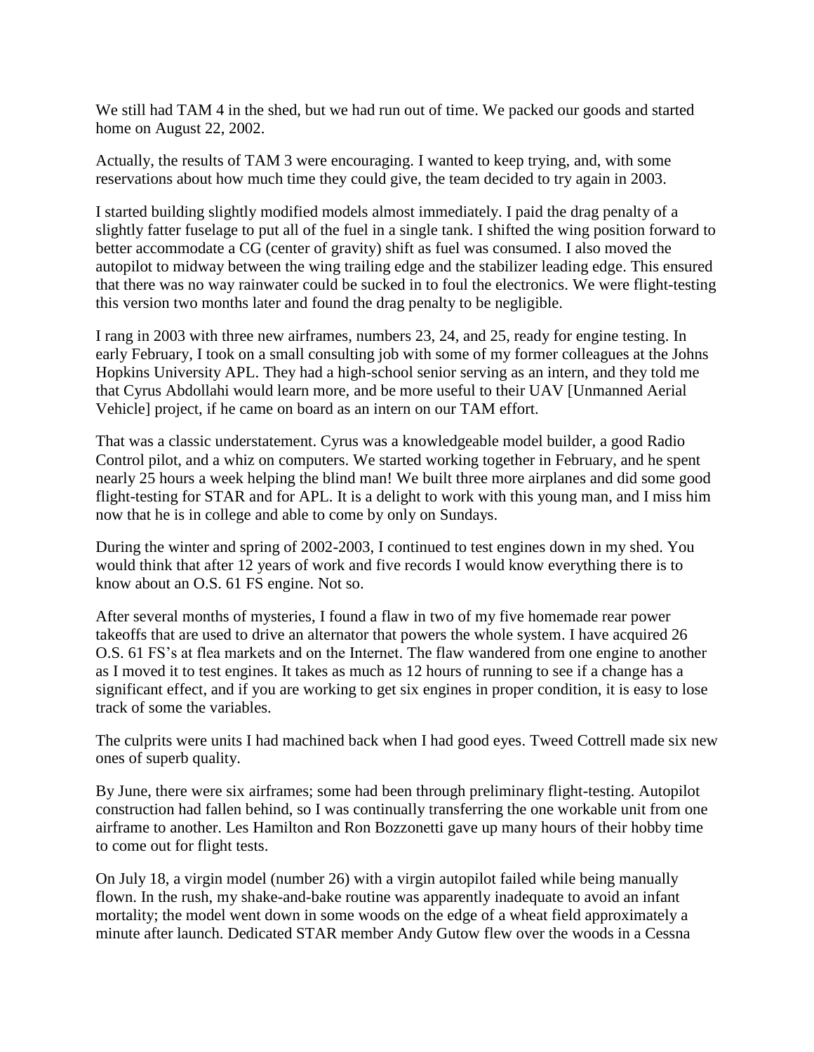We still had TAM 4 in the shed, but we had run out of time. We packed our goods and started home on August 22, 2002.

Actually, the results of TAM 3 were encouraging. I wanted to keep trying, and, with some reservations about how much time they could give, the team decided to try again in 2003.

I started building slightly modified models almost immediately. I paid the drag penalty of a slightly fatter fuselage to put all of the fuel in a single tank. I shifted the wing position forward to better accommodate a CG (center of gravity) shift as fuel was consumed. I also moved the autopilot to midway between the wing trailing edge and the stabilizer leading edge. This ensured that there was no way rainwater could be sucked in to foul the electronics. We were flight-testing this version two months later and found the drag penalty to be negligible.

I rang in 2003 with three new airframes, numbers 23, 24, and 25, ready for engine testing. In early February, I took on a small consulting job with some of my former colleagues at the Johns Hopkins University APL. They had a high-school senior serving as an intern, and they told me that Cyrus Abdollahi would learn more, and be more useful to their UAV [Unmanned Aerial Vehicle] project, if he came on board as an intern on our TAM effort.

That was a classic understatement. Cyrus was a knowledgeable model builder, a good Radio Control pilot, and a whiz on computers. We started working together in February, and he spent nearly 25 hours a week helping the blind man! We built three more airplanes and did some good flight-testing for STAR and for APL. It is a delight to work with this young man, and I miss him now that he is in college and able to come by only on Sundays.

During the winter and spring of 2002-2003, I continued to test engines down in my shed. You would think that after 12 years of work and five records I would know everything there is to know about an O.S. 61 FS engine. Not so.

After several months of mysteries, I found a flaw in two of my five homemade rear power takeoffs that are used to drive an alternator that powers the whole system. I have acquired 26 O.S. 61 FS's at flea markets and on the Internet. The flaw wandered from one engine to another as I moved it to test engines. It takes as much as 12 hours of running to see if a change has a significant effect, and if you are working to get six engines in proper condition, it is easy to lose track of some the variables.

The culprits were units I had machined back when I had good eyes. Tweed Cottrell made six new ones of superb quality.

By June, there were six airframes; some had been through preliminary flight-testing. Autopilot construction had fallen behind, so I was continually transferring the one workable unit from one airframe to another. Les Hamilton and Ron Bozzonetti gave up many hours of their hobby time to come out for flight tests.

On July 18, a virgin model (number 26) with a virgin autopilot failed while being manually flown. In the rush, my shake-and-bake routine was apparently inadequate to avoid an infant mortality; the model went down in some woods on the edge of a wheat field approximately a minute after launch. Dedicated STAR member Andy Gutow flew over the woods in a Cessna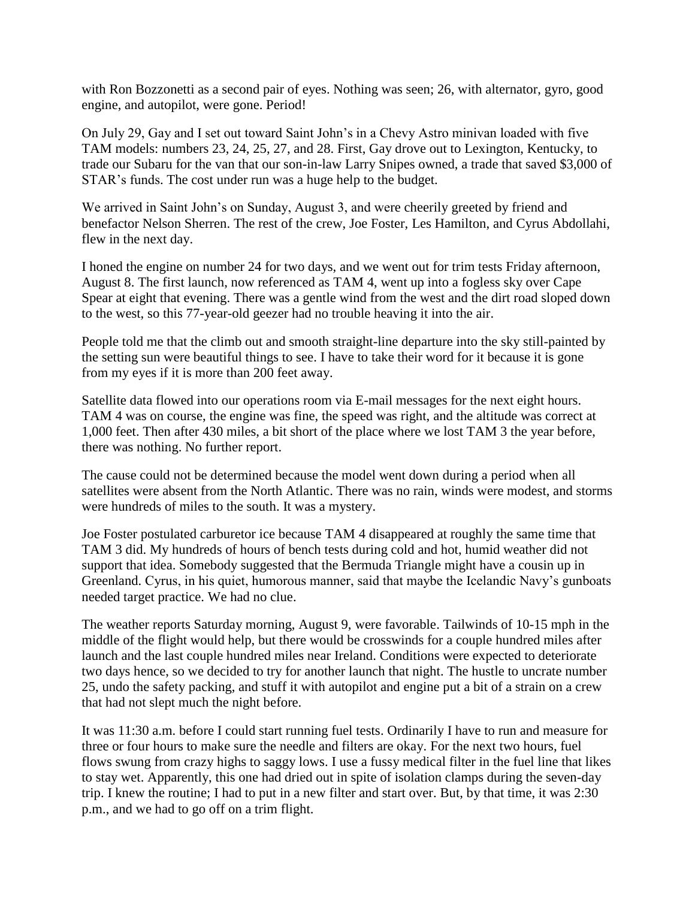with Ron Bozzonetti as a second pair of eyes. Nothing was seen; 26, with alternator, gyro, good engine, and autopilot, were gone. Period!

On July 29, Gay and I set out toward Saint John's in a Chevy Astro minivan loaded with five TAM models: numbers 23, 24, 25, 27, and 28. First, Gay drove out to Lexington, Kentucky, to trade our Subaru for the van that our son-in-law Larry Snipes owned, a trade that saved $3,000 of STAR's funds. The cost under run was a huge help to the budget.

We arrived in Saint John's on Sunday, August 3, and were cheerily greeted by friend and benefactor Nelson Sherren. The rest of the crew, Joe Foster, Les Hamilton, and Cyrus Abdollahi, flew in the next day.

I honed the engine on number 24 for two days, and we went out for trim tests Friday afternoon, August 8. The first launch, now referenced as TAM 4, went up into a fogless sky over Cape Spear at eight that evening. There was a gentle wind from the west and the dirt road sloped down to the west, so this 77-year-old geezer had no trouble heaving it into the air.

People told me that the climb out and smooth straight-line departure into the sky still-painted by the setting sun were beautiful things to see. I have to take their word for it because it is gone from my eyes if it is more than 200 feet away.

Satellite data flowed into our operations room via E-mail messages for the next eight hours. TAM 4 was on course, the engine was fine, the speed was right, and the altitude was correct at 1,000 feet. Then after 430 miles, a bit short of the place where we lost TAM 3 the year before, there was nothing. No further report.

The cause could not be determined because the model went down during a period when all satellites were absent from the North Atlantic. There was no rain, winds were modest, and storms were hundreds of miles to the south. It was a mystery.

Joe Foster postulated carburetor ice because TAM 4 disappeared at roughly the same time that TAM 3 did. My hundreds of hours of bench tests during cold and hot, humid weather did not support that idea. Somebody suggested that the Bermuda Triangle might have a cousin up in Greenland. Cyrus, in his quiet, humorous manner, said that maybe the Icelandic Navy's gunboats needed target practice. We had no clue.

The weather reports Saturday morning, August 9, were favorable. Tailwinds of 10-15 mph in the middle of the flight would help, but there would be crosswinds for a couple hundred miles after launch and the last couple hundred miles near Ireland. Conditions were expected to deteriorate two days hence, so we decided to try for another launch that night. The hustle to uncrate number 25, undo the safety packing, and stuff it with autopilot and engine put a bit of a strain on a crew that had not slept much the night before.

It was 11:30 a.m. before I could start running fuel tests. Ordinarily I have to run and measure for three or four hours to make sure the needle and filters are okay. For the next two hours, fuel flows swung from crazy highs to saggy lows. I use a fussy medical filter in the fuel line that likes to stay wet. Apparently, this one had dried out in spite of isolation clamps during the seven-day trip. I knew the routine; I had to put in a new filter and start over. But, by that time, it was 2:30 p.m., and we had to go off on a trim flight.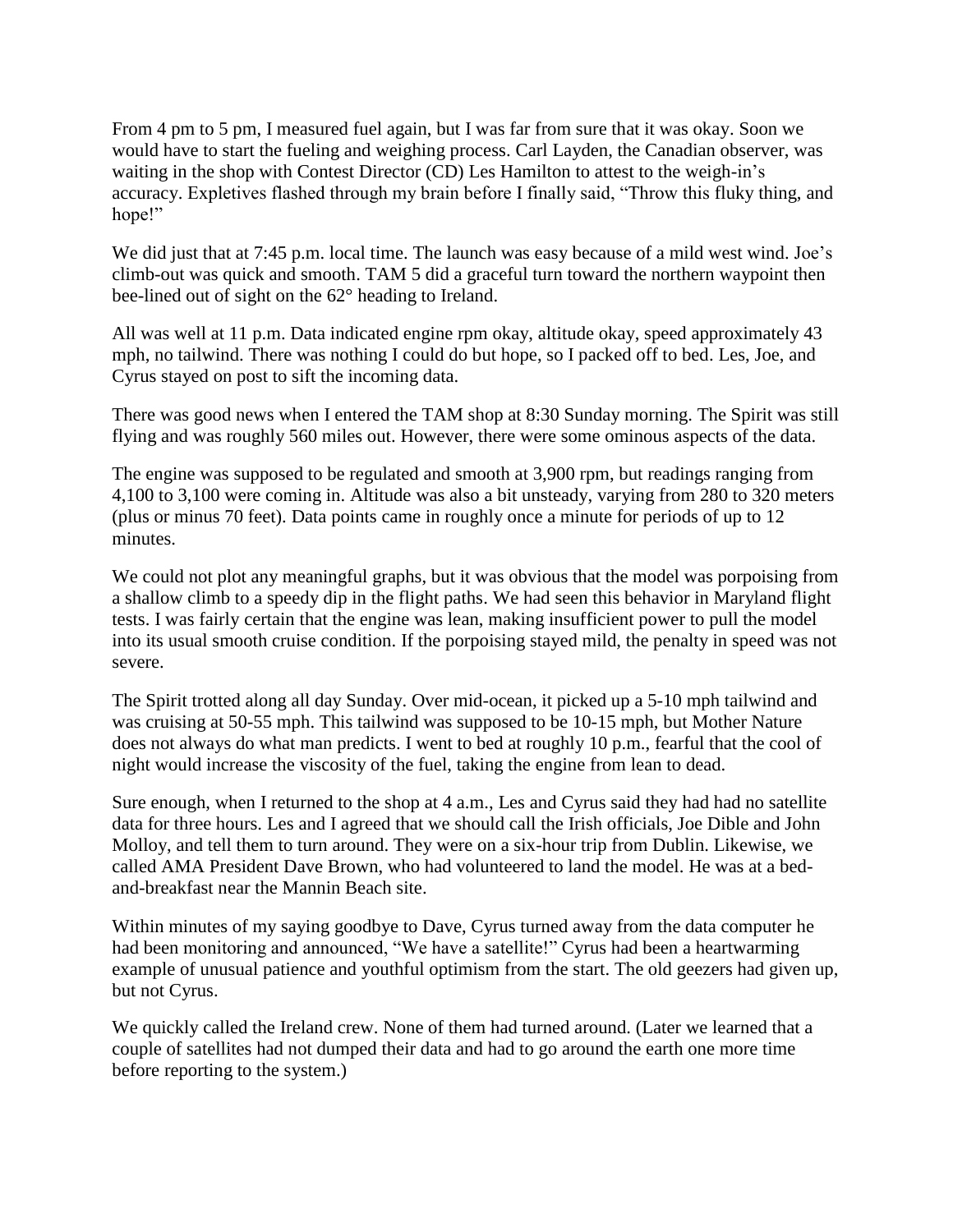From 4 pm to 5 pm, I measured fuel again, but I was far from sure that it was okay. Soon we would have to start the fueling and weighing process. Carl Layden, the Canadian observer, was waiting in the shop with Contest Director (CD) Les Hamilton to attest to the weigh-in's accuracy. Expletives flashed through my brain before I finally said, "Throw this fluky thing, and hope!"

We did just that at 7:45 p.m. local time. The launch was easy because of a mild west wind. Joe's climb-out was quick and smooth. TAM 5 did a graceful turn toward the northern waypoint then bee-lined out of sight on the 62° heading to Ireland.

All was well at 11 p.m. Data indicated engine rpm okay, altitude okay, speed approximately 43 mph, no tailwind. There was nothing I could do but hope, so I packed off to bed. Les, Joe, and Cyrus stayed on post to sift the incoming data.

There was good news when I entered the TAM shop at 8:30 Sunday morning. The Spirit was still flying and was roughly 560 miles out. However, there were some ominous aspects of the data.

The engine was supposed to be regulated and smooth at 3,900 rpm, but readings ranging from 4,100 to 3,100 were coming in. Altitude was also a bit unsteady, varying from 280 to 320 meters (plus or minus 70 feet). Data points came in roughly once a minute for periods of up to 12 minutes.

We could not plot any meaningful graphs, but it was obvious that the model was porpoising from a shallow climb to a speedy dip in the flight paths. We had seen this behavior in Maryland flight tests. I was fairly certain that the engine was lean, making insufficient power to pull the model into its usual smooth cruise condition. If the porpoising stayed mild, the penalty in speed was not severe.

The Spirit trotted along all day Sunday. Over mid-ocean, it picked up a 5-10 mph tailwind and was cruising at 50-55 mph. This tailwind was supposed to be 10-15 mph, but Mother Nature does not always do what man predicts. I went to bed at roughly 10 p.m., fearful that the cool of night would increase the viscosity of the fuel, taking the engine from lean to dead.

Sure enough, when I returned to the shop at 4 a.m., Les and Cyrus said they had had no satellite data for three hours. Les and I agreed that we should call the Irish officials, Joe Dible and John Molloy, and tell them to turn around. They were on a six-hour trip from Dublin. Likewise, we called AMA President Dave Brown, who had volunteered to land the model. He was at a bed-and-breakfast near the Mannin Beach site.

Within minutes of my saying goodbye to Dave, Cyrus turned away from the data computer he had been monitoring and announced, "We have a satellite!" Cyrus had been a heartwarming example of unusual patience and youthful optimism from the start. The old geezers had given up, but not Cyrus.

We quickly called the Ireland crew. None of them had turned around. (Later we learned that a couple of satellites had not dumped their data and had to go around the earth one more time before reporting to the system.)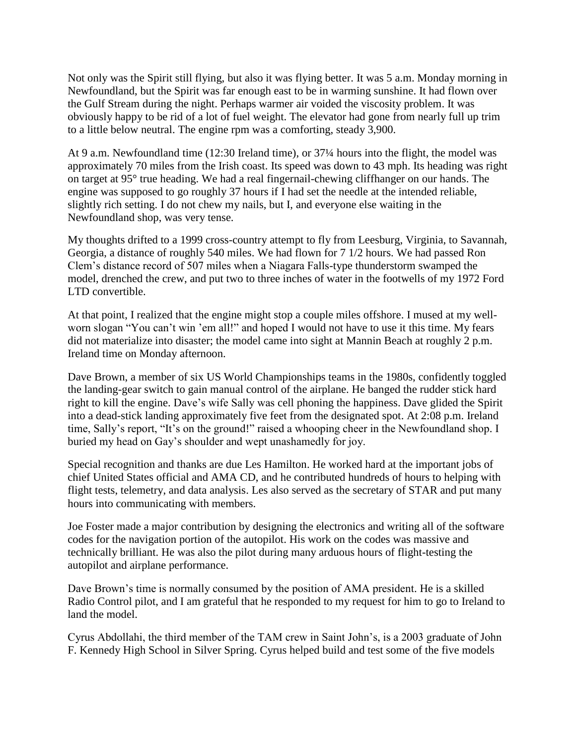Not only was the Spirit still flying, but also it was flying better. It was 5 a.m. Monday morning in Newfoundland, but the Spirit was far enough east to be in warming sunshine. It had flown over the Gulf Stream during the night. Perhaps warmer air voided the viscosity problem. It was obviously happy to be rid of a lot of fuel weight. The elevator had gone from nearly full up trim to a little below neutral. The engine rpm was a comforting, steady 3,900.

At 9 a.m. Newfoundland time (12:30 Ireland time), or 37¼ hours into the flight, the model was approximately 70 miles from the Irish coast. Its speed was down to 43 mph. Its heading was right on target at 95° true heading. We had a real fingernail-chewing cliffhanger on our hands. The engine was supposed to go roughly 37 hours if I had set the needle at the intended reliable, slightly rich setting. I do not chew my nails, but I, and everyone else waiting in the Newfoundland shop, was very tense.

My thoughts drifted to a 1999 cross-country attempt to fly from Leesburg, Virginia, to Savannah, Georgia, a distance of roughly 540 miles. We had flown for 7 1/2 hours. We had passed Ron Clem's distance record of 507 miles when a Niagara Falls-type thunderstorm swamped the model, drenched the crew, and put two to three inches of water in the footwells of my 1972 Ford LTD convertible.

At that point, I realized that the engine might stop a couple miles offshore. I mused at my well-worn slogan "You can't win 'em all!" and hoped I would not have to use it this time. My fears did not materialize into disaster; the model came into sight at Mannin Beach at roughly 2 p.m. Ireland time on Monday afternoon.

Dave Brown, a member of six US World Championships teams in the 1980s, confidently toggled the landing-gear switch to gain manual control of the airplane. He banged the rudder stick hard right to kill the engine. Dave's wife Sally was cell phoning the happiness. Dave glided the Spirit into a dead-stick landing approximately five feet from the designated spot. At 2:08 p.m. Ireland time, Sally's report, "It's on the ground!" raised a whooping cheer in the Newfoundland shop. I buried my head on Gay's shoulder and wept unashamedly for joy.

Special recognition and thanks are due Les Hamilton. He worked hard at the important jobs of chief United States official and AMA CD, and he contributed hundreds of hours to helping with flight tests, telemetry, and data analysis. Les also served as the secretary of STAR and put many hours into communicating with members.

Joe Foster made a major contribution by designing the electronics and writing all of the software codes for the navigation portion of the autopilot. His work on the codes was massive and technically brilliant. He was also the pilot during many arduous hours of flight-testing the autopilot and airplane performance.

Dave Brown's time is normally consumed by the position of AMA president. He is a skilled Radio Control pilot, and I am grateful that he responded to my request for him to go to Ireland to land the model.

Cyrus Abdollahi, the third member of the TAM crew in Saint John's, is a 2003 graduate of John F. Kennedy High School in Silver Spring. Cyrus helped build and test some of the five models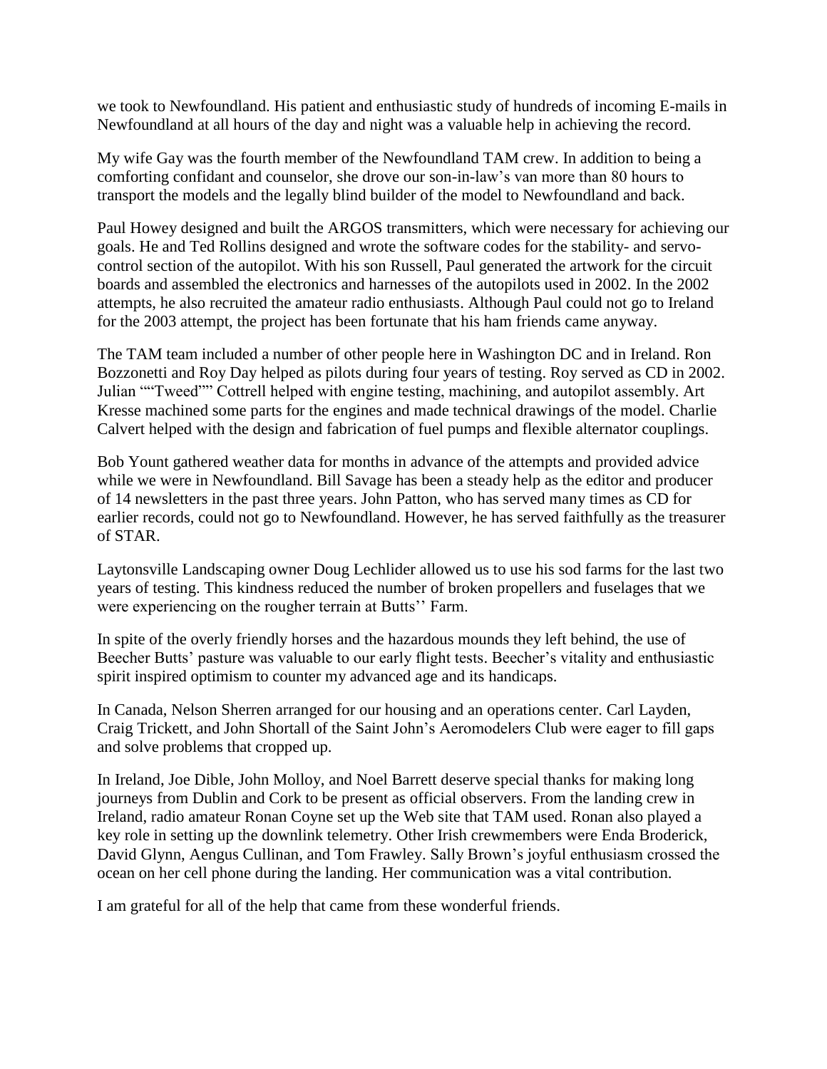we took to Newfoundland. His patient and enthusiastic study of hundreds of incoming E-mails in Newfoundland at all hours of the day and night was a valuable help in achieving the record.

My wife Gay was the fourth member of the Newfoundland TAM crew. In addition to being a comforting confidant and counselor, she drove our son-in-law's van more than 80 hours to transport the models and the legally blind builder of the model to Newfoundland and back.

Paul Howey designed and built the ARGOS transmitters, which were necessary for achieving our goals. He and Ted Rollins designed and wrote the software codes for the stability- and servo-control section of the autopilot. With his son Russell, Paul generated the artwork for the circuit boards and assembled the electronics and harnesses of the autopilots used in 2002. In the 2002 attempts, he also recruited the amateur radio enthusiasts. Although Paul could not go to Ireland for the 2003 attempt, the project has been fortunate that his ham friends came anyway.

The TAM team included a number of other people here in Washington DC and in Ireland. Ron Bozzonetti and Roy Day helped as pilots during four years of testing. Roy served as CD in 2002. Julian ""Tweed"" Cottrell helped with engine testing, machining, and autopilot assembly. Art Kresse machined some parts for the engines and made technical drawings of the model. Charlie Calvert helped with the design and fabrication of fuel pumps and flexible alternator couplings.

Bob Yount gathered weather data for months in advance of the attempts and provided advice while we were in Newfoundland. Bill Savage has been a steady help as the editor and producer of 14 newsletters in the past three years. John Patton, who has served many times as CD for earlier records, could not go to Newfoundland. However, he has served faithfully as the treasurer of STAR.

Laytonsville Landscaping owner Doug Lechlider allowed us to use his sod farms for the last two years of testing. This kindness reduced the number of broken propellers and fuselages that we were experiencing on the rougher terrain at Butts'' Farm.

In spite of the overly friendly horses and the hazardous mounds they left behind, the use of Beecher Butts' pasture was valuable to our early flight tests. Beecher's vitality and enthusiastic spirit inspired optimism to counter my advanced age and its handicaps.

In Canada, Nelson Sherren arranged for our housing and an operations center. Carl Layden, Craig Trickett, and John Shortall of the Saint John's Aeromodelers Club were eager to fill gaps and solve problems that cropped up.

In Ireland, Joe Dible, John Molloy, and Noel Barrett deserve special thanks for making long journeys from Dublin and Cork to be present as official observers. From the landing crew in Ireland, radio amateur Ronan Coyne set up the Web site that TAM used. Ronan also played a key role in setting up the downlink telemetry. Other Irish crewmembers were Enda Broderick, David Glynn, Aengus Cullinan, and Tom Frawley. Sally Brown's joyful enthusiasm crossed the ocean on her cell phone during the landing. Her communication was a vital contribution.

I am grateful for all of the help that came from these wonderful friends.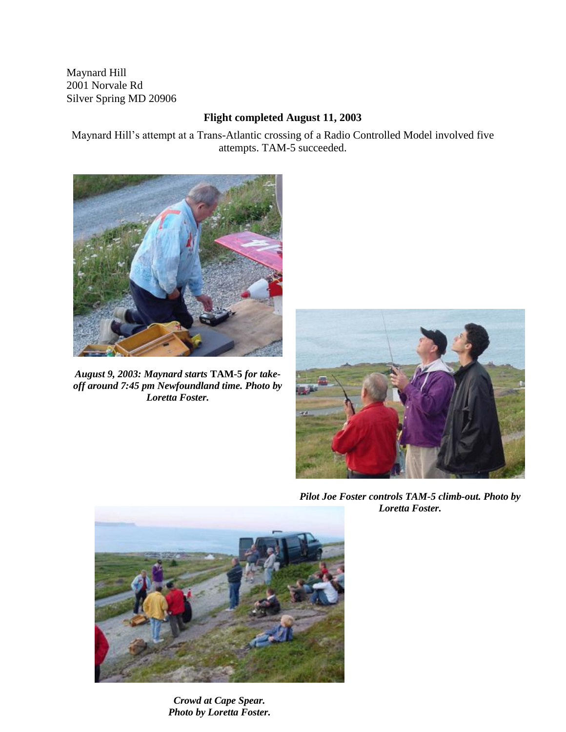Maynard Hill
2001 Norvale Rd
Silver Spring MD 20906

**Flight completed August 11, 2003**

Maynard Hill's attempt at a Trans-Atlantic crossing of a Radio Controlled Model involved five attempts. TAM-5 succeeded.

***August 9, 2003: Maynard starts TAM-5 for take-off around 7:45 pm Newfoundland time. Photo by Loretta Foster.***

***Pilot Joe Foster controls TAM-5 climb-out. Photo by Loretta Foster.***

***Crowd at Cape Spear. Photo by Loretta Foster.***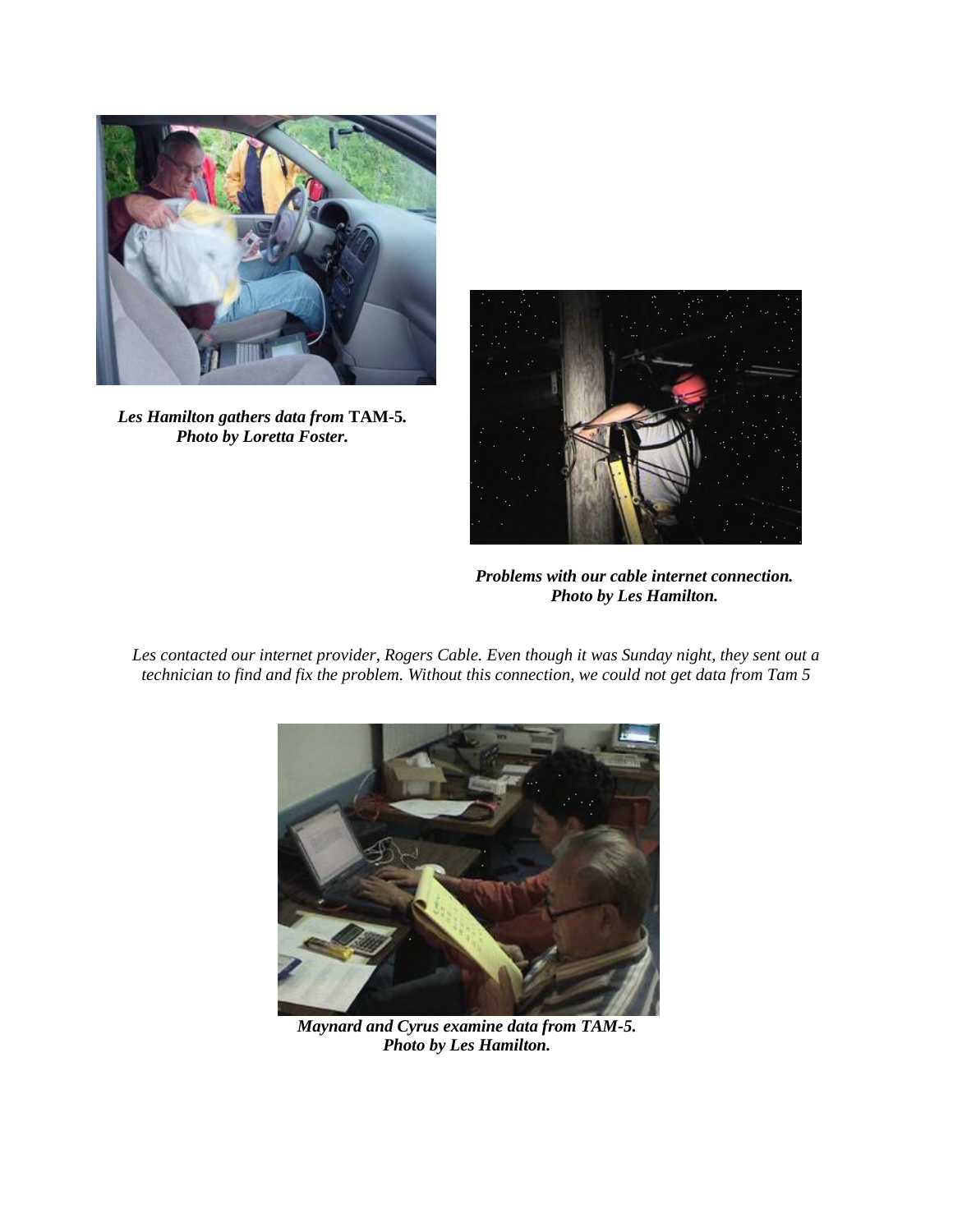***Les Hamilton gathers data from* TAM-5.**
***Photo by Loretta Foster.***

***Problems with our cable internet connection.***
***Photo by Les Hamilton.***

*Les contacted our internet provider, Rogers Cable. Even though it was Sunday night, they sent out a technician to find and fix the problem. Without this connection, we could not get data from Tam 5*

***Maynard and Cyrus examine data from TAM-5.***
***Photo by Les Hamilton.***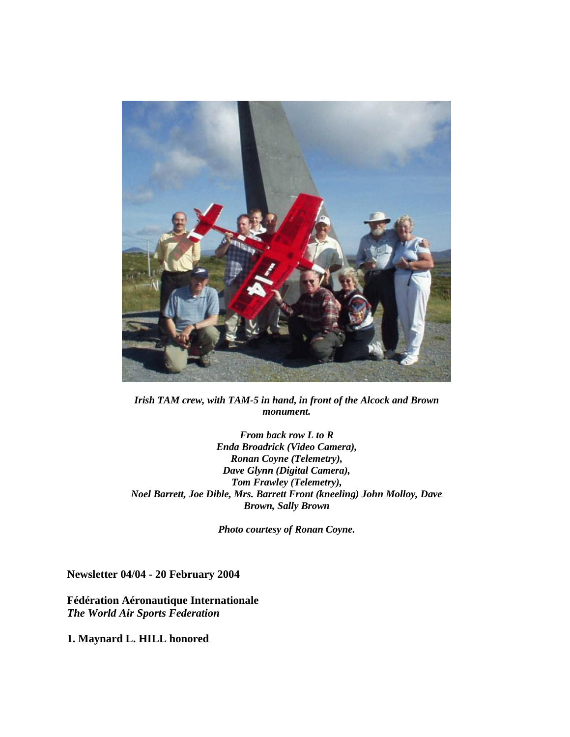*Irish TAM crew, with TAM-5 in hand, in front of the Alcock and Brown monument.*

*From back row L to R*
*Enda Broadrick (Video Camera),*
*Ronan Coyne (Telemetry),*
*Dave Glynn (Digital Camera),*
*Tom Frawley (Telemetry),*
*Noel Barrett, Joe Dible, Mrs. Barrett Front (kneeling) John Molloy, Dave Brown, Sally Brown*

*Photo courtesy of Ronan Coyne.*

**Newsletter 04/04 - 20 February 2004**

**Fédération Aéronautique Internationale**
***The World Air Sports Federation***

**1. Maynard L. HILL honored**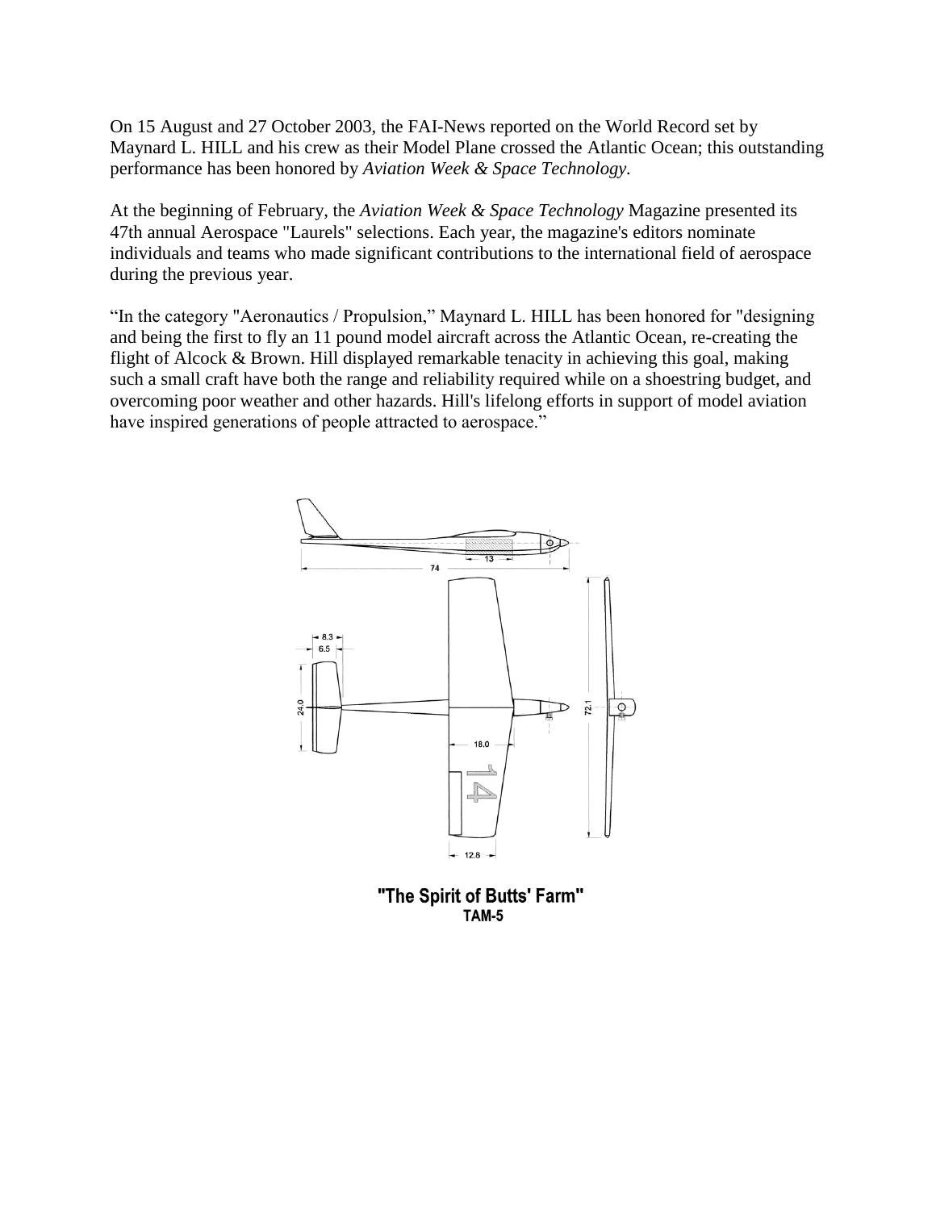On 15 August and 27 October 2003, the FAI-News reported on the World Record set by Maynard L. HILL and his crew as their Model Plane crossed the Atlantic Ocean; this outstanding performance has been honored by *Aviation Week & Space Technology*.

At the beginning of February, the *Aviation Week & Space Technology* Magazine presented its 47th annual Aerospace "Laurels" selections. Each year, the magazine's editors nominate individuals and teams who made significant contributions to the international field of aerospace during the previous year.

"In the category "Aeronautics / Propulsion," Maynard L. HILL has been honored for "designing and being the first to fly an 11 pound model aircraft across the Atlantic Ocean, re-creating the flight of Alcock & Brown. Hill displayed remarkable tenacity in achieving this goal, making such a small craft have both the range and reliability required while on a shoestring budget, and overcoming poor weather and other hazards. Hill's lifelong efforts in support of model aviation have inspired generations of people attracted to aerospace."

**"The Spirit of Butts' Farm"**
**TAM-5**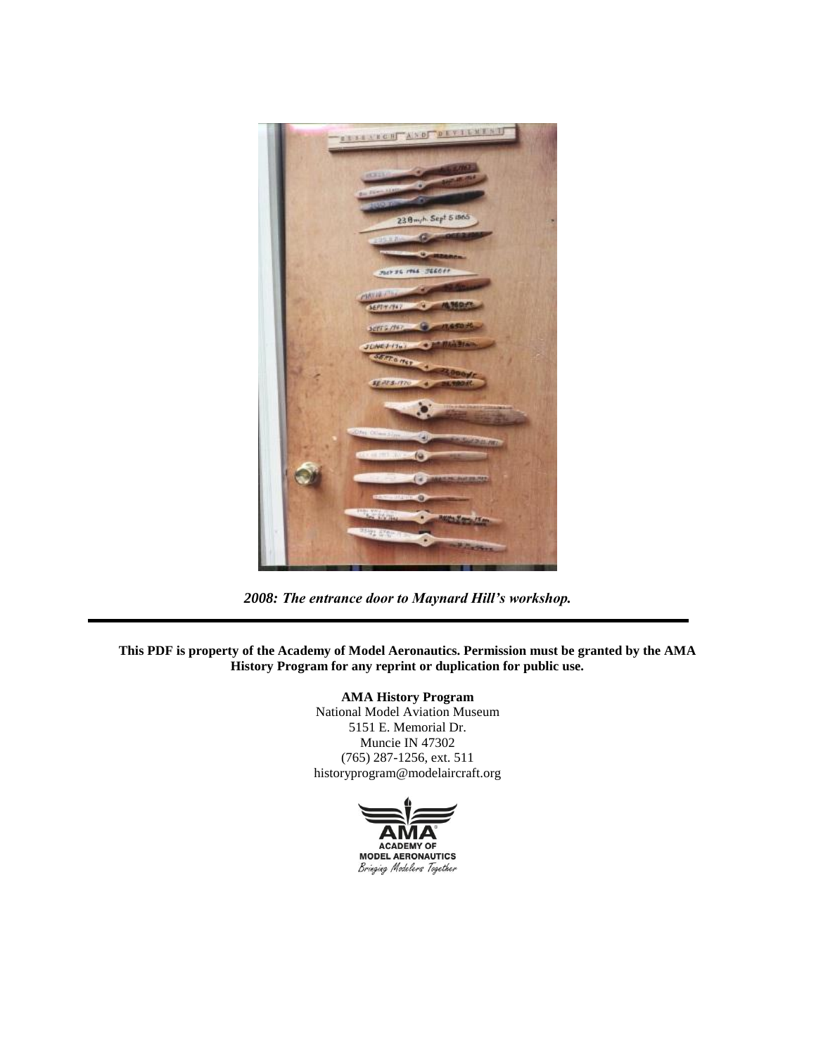*2008: The entrance door to Maynard Hill's workshop.*

---

**This PDF is property of the Academy of Model Aeronautics. Permission must be granted by the AMA History Program for any reprint or duplication for public use.**

**AMA History Program**
National Model Aviation Museum
5151 E. Memorial Dr.
Muncie IN 47302
(765) 287-1256, ext. 511
historyprogram@modelaircraft.org

AMA
ACADEMY OF
MODEL AERONAUTICS
*Bringing Modelers Together*